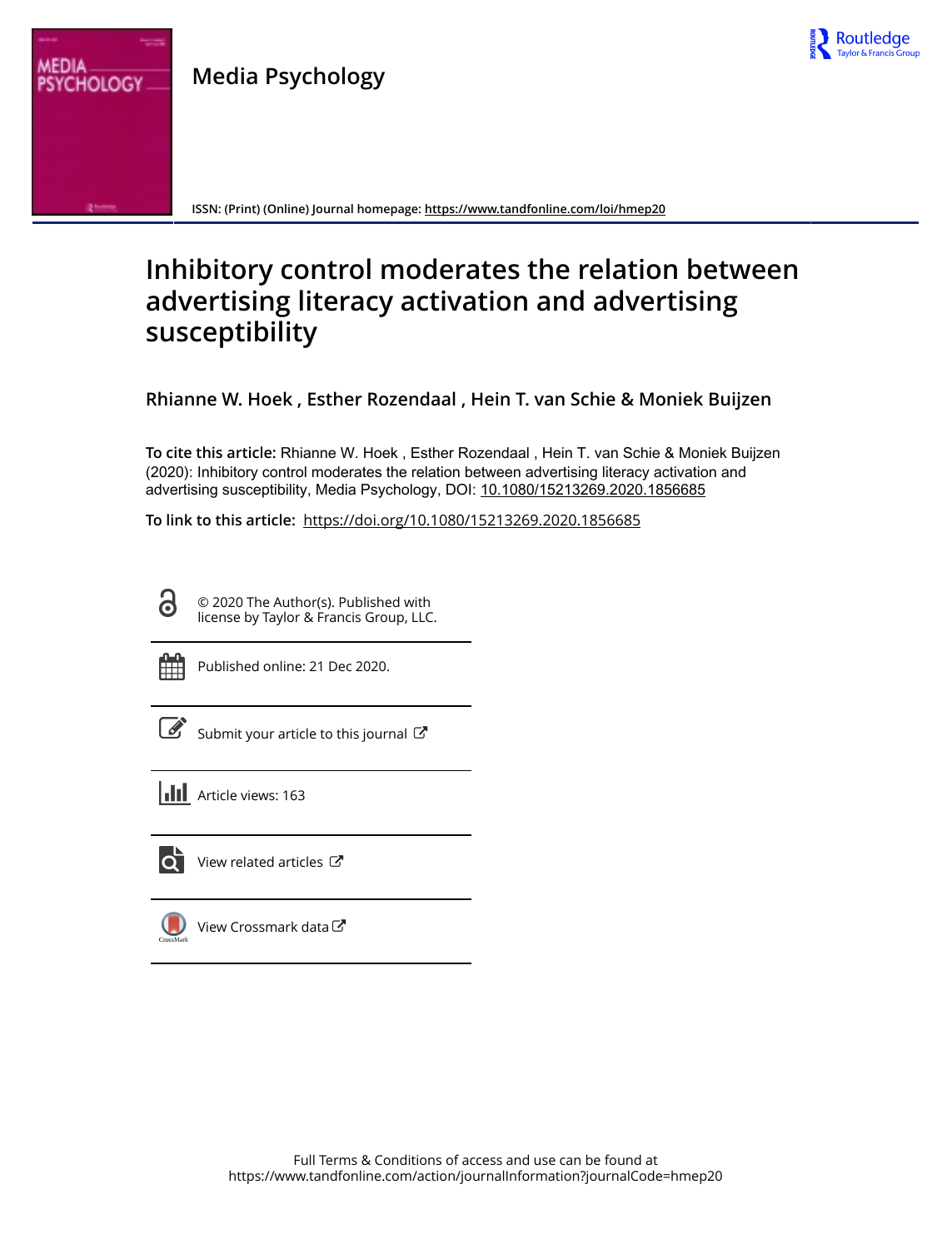Media Psychology

ISSN: (Print) (Online) Journal homepage: https://www.tandfonline.com/loi/hmep20

# Inhibitory control moderates the relation between advertising literacy activation and advertising susceptibility

**Rhianne W. Hoek , Esther Rozendaal , Hein T. van Schie & Moniek Buijzen**

**To cite this article:** Rhianne W. Hoek , Esther Rozendaal , Hein T. van Schie & Moniek Buijzen (2020): Inhibitory control moderates the relation between advertising literacy activation and advertising susceptibility, Media Psychology, DOI: 10.1080/15213269.2020.1856685

**To link to this article:** https://doi.org/10.1080/15213269.2020.1856685

© 2020 The Author(s). Published with license by Taylor & Francis Group, LLC.

Published online: 21 Dec 2020.

Submit your article to this journal

Article views: 163

View related articles

View Crossmark data

Full Terms & Conditions of access and use can be found at https://www.tandfonline.com/action/journalInformation?journalCode=hmep20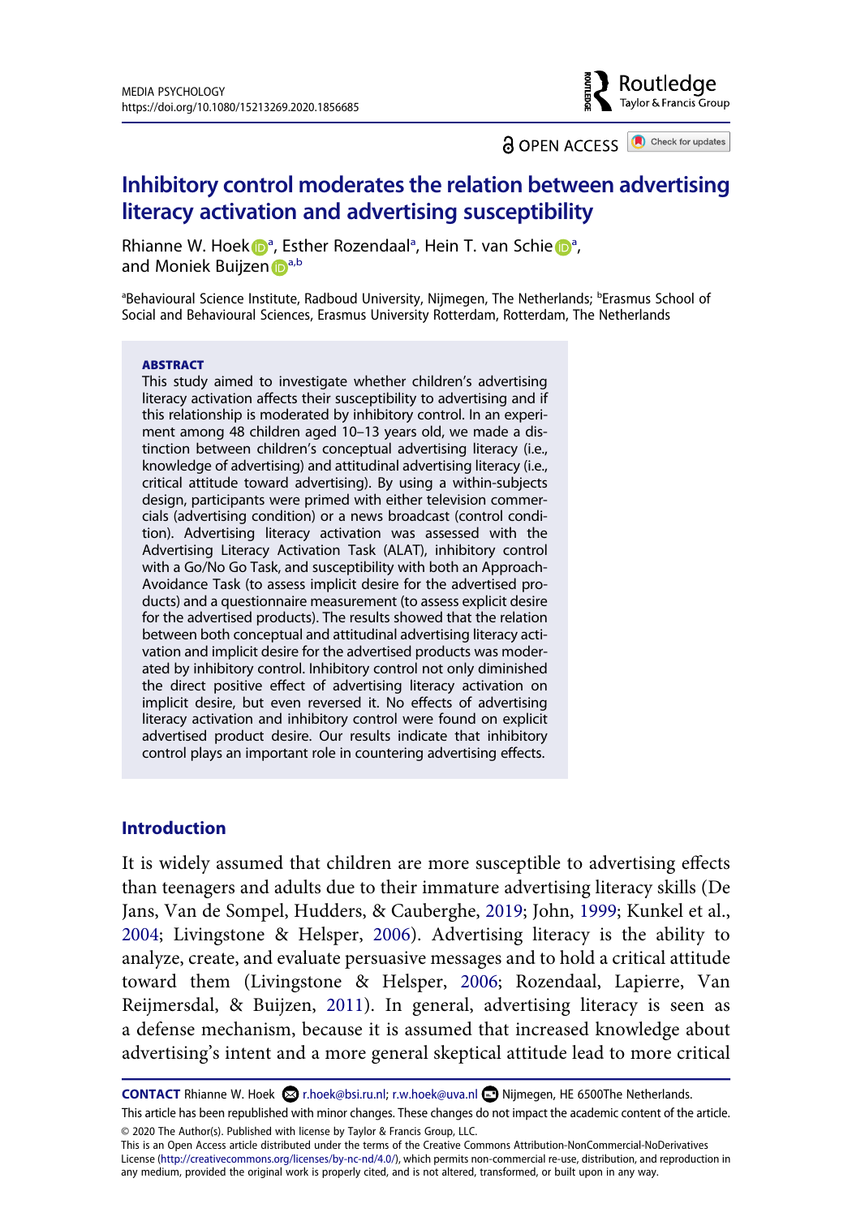# Inhibitory control moderates the relation between advertising literacy activation and advertising susceptibility

Rhianne W. Hoek[a], Esther Rozendaal[a], Hein T. van Schie[a], and Moniek Buijzen[a,b]

[a]Behavioural Science Institute, Radboud University, Nijmegen, The Netherlands; [b]Erasmus School of Social and Behavioural Sciences, Erasmus University Rotterdam, Rotterdam, The Netherlands

### ABSTRACT

This study aimed to investigate whether children's advertising literacy activation affects their susceptibility to advertising and if this relationship is moderated by inhibitory control. In an experiment among 48 children aged 10–13 years old, we made a distinction between children's conceptual advertising literacy (i.e., knowledge of advertising) and attitudinal advertising literacy (i.e., critical attitude toward advertising). By using a within-subjects design, participants were primed with either television commercials (advertising condition) or a news broadcast (control condition). Advertising literacy activation was assessed with the Advertising Literacy Activation Task (ALAT), inhibitory control with a Go/No Go Task, and susceptibility with both an Approach-Avoidance Task (to assess implicit desire for the advertised products) and a questionnaire measurement (to assess explicit desire for the advertised products). The results showed that the relation between both conceptual and attitudinal advertising literacy activation and implicit desire for the advertised products was moderated by inhibitory control. Inhibitory control not only diminished the direct positive effect of advertising literacy activation on implicit desire, but even reversed it. No effects of advertising literacy activation and inhibitory control were found on explicit advertised product desire. Our results indicate that inhibitory control plays an important role in countering advertising effects.

## Introduction

It is widely assumed that children are more susceptible to advertising effects than teenagers and adults due to their immature advertising literacy skills (De Jans, Van de Sompel, Hudders, & Cauberghe, 2019; John, 1999; Kunkel et al., 2004; Livingstone & Helsper, 2006). Advertising literacy is the ability to analyze, create, and evaluate persuasive messages and to hold a critical attitude toward them (Livingstone & Helsper, 2006; Rozendaal, Lapierre, Van Reijmersdal, & Buijzen, 2011). In general, advertising literacy is seen as a defense mechanism, because it is assumed that increased knowledge about advertising's intent and a more general skeptical attitude lead to more critical

**CONTACT** Rhianne W. Hoek r.hoek@bsi.ru.nl; r.w.hoek@uva.nl Nijmegen, HE 6500The Netherlands.

This article has been republished with minor changes. These changes do not impact the academic content of the article.

© 2020 The Author(s). Published with license by Taylor & Francis Group, LLC.

This is an Open Access article distributed under the terms of the Creative Commons Attribution-NonCommercial-NoDerivatives License (http://creativecommons.org/licenses/by-nc-nd/4.0/), which permits non-commercial re-use, distribution, and reproduction in any medium, provided the original work is properly cited, and is not altered, transformed, or built upon in any way.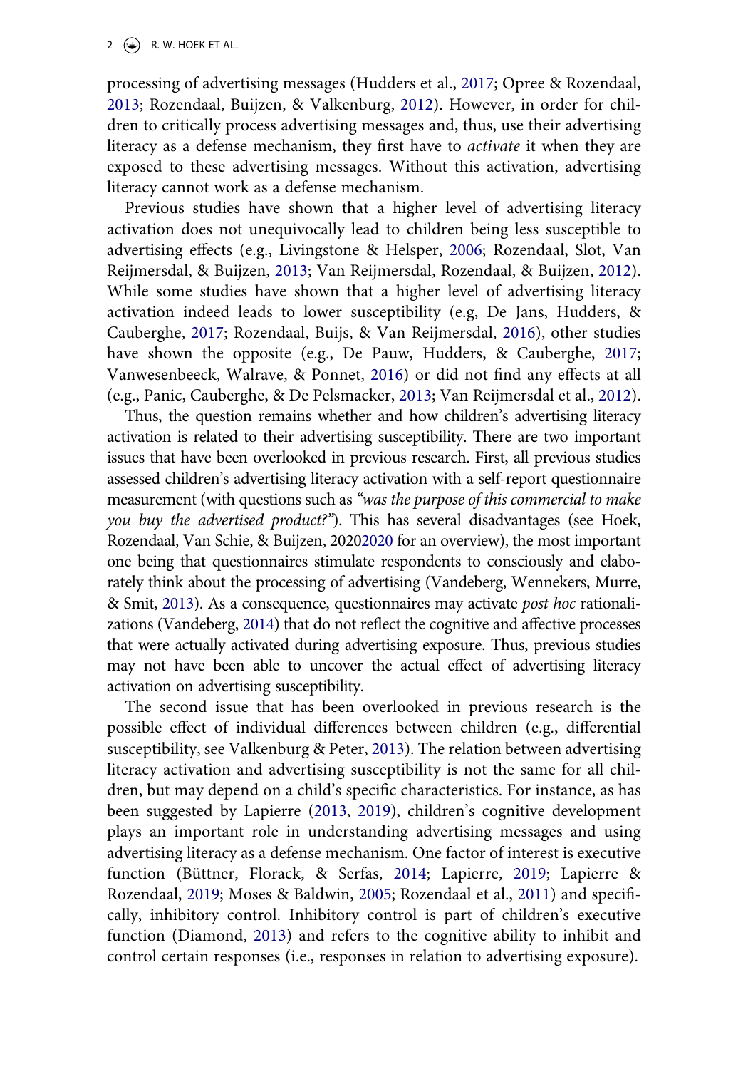processing of advertising messages (Hudders et al., 2017; Opree & Rozendaal, 2013; Rozendaal, Buijzen, & Valkenburg, 2012). However, in order for children to critically process advertising messages and, thus, use their advertising literacy as a defense mechanism, they first have to *activate* it when they are exposed to these advertising messages. Without this activation, advertising literacy cannot work as a defense mechanism.

Previous studies have shown that a higher level of advertising literacy activation does not unequivocally lead to children being less susceptible to advertising effects (e.g., Livingstone & Helsper, 2006; Rozendaal, Slot, Van Reijmersdal, & Buijzen, 2013; Van Reijmersdal, Rozendaal, & Buijzen, 2012). While some studies have shown that a higher level of advertising literacy activation indeed leads to lower susceptibility (e.g, De Jans, Hudders, & Cauberghe, 2017; Rozendaal, Buijs, & Van Reijmersdal, 2016), other studies have shown the opposite (e.g., De Pauw, Hudders, & Cauberghe, 2017; Vanwesenbeeck, Walrave, & Ponnet, 2016) or did not find any effects at all (e.g., Panic, Cauberghe, & De Pelsmacker, 2013; Van Reijmersdal et al., 2012).

Thus, the question remains whether and how children's advertising literacy activation is related to their advertising susceptibility. There are two important issues that have been overlooked in previous research. First, all previous studies assessed children's advertising literacy activation with a self-report questionnaire measurement (with questions such as *"was the purpose of this commercial to make you buy the advertised product?"*). This has several disadvantages (see Hoek, Rozendaal, Van Schie, & Buijzen, 20202020 for an overview), the most important one being that questionnaires stimulate respondents to consciously and elaborately think about the processing of advertising (Vandeberg, Wennekers, Murre, & Smit, 2013). As a consequence, questionnaires may activate *post hoc* rationalizations (Vandeberg, 2014) that do not reflect the cognitive and affective processes that were actually activated during advertising exposure. Thus, previous studies may not have been able to uncover the actual effect of advertising literacy activation on advertising susceptibility.

The second issue that has been overlooked in previous research is the possible effect of individual differences between children (e.g., differential susceptibility, see Valkenburg & Peter, 2013). The relation between advertising literacy activation and advertising susceptibility is not the same for all children, but may depend on a child's specific characteristics. For instance, as has been suggested by Lapierre (2013, 2019), children's cognitive development plays an important role in understanding advertising messages and using advertising literacy as a defense mechanism. One factor of interest is executive function (Büttner, Florack, & Serfas, 2014; Lapierre, 2019; Lapierre & Rozendaal, 2019; Moses & Baldwin, 2005; Rozendaal et al., 2011) and specifically, inhibitory control. Inhibitory control is part of children's executive function (Diamond, 2013) and refers to the cognitive ability to inhibit and control certain responses (i.e., responses in relation to advertising exposure).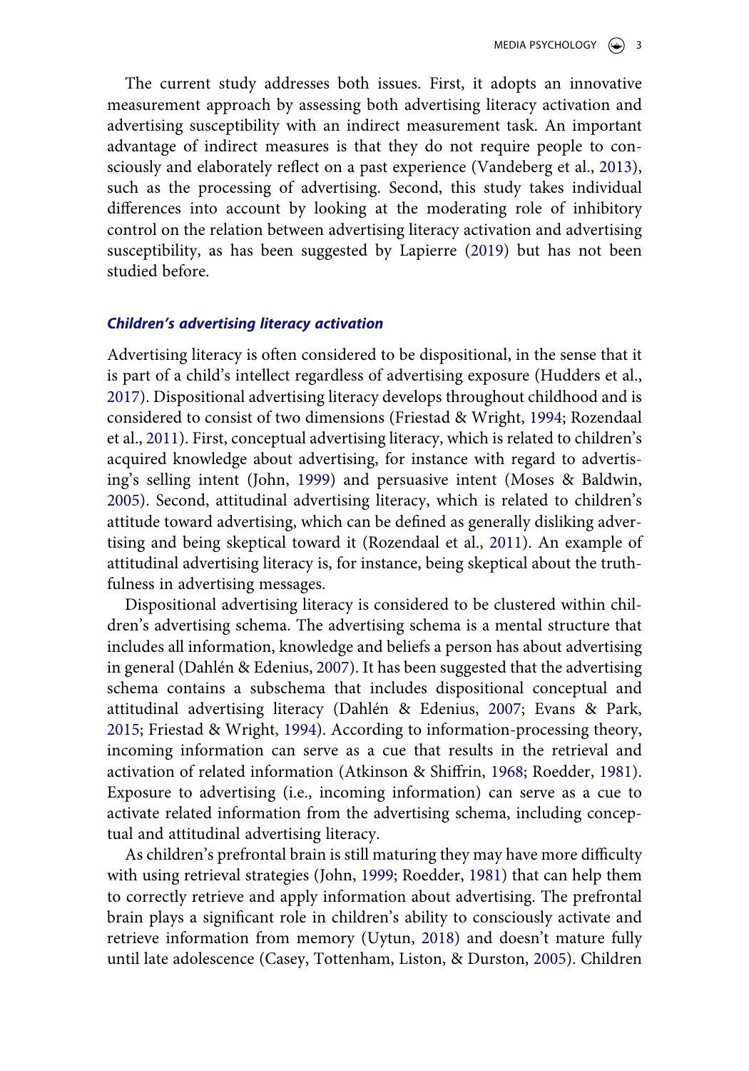The current study addresses both issues. First, it adopts an innovative measurement approach by assessing both advertising literacy activation and advertising susceptibility with an indirect measurement task. An important advantage of indirect measures is that they do not require people to consciously and elaborately reflect on a past experience (Vandeberg et al., 2013), such as the processing of advertising. Second, this study takes individual differences into account by looking at the moderating role of inhibitory control on the relation between advertising literacy activation and advertising susceptibility, as has been suggested by Lapierre (2019) but has not been studied before.

### *Children's advertising literacy activation*

Advertising literacy is often considered to be dispositional, in the sense that it is part of a child's intellect regardless of advertising exposure (Hudders et al., 2017). Dispositional advertising literacy develops throughout childhood and is considered to consist of two dimensions (Friestad & Wright, 1994; Rozendaal et al., 2011). First, conceptual advertising literacy, which is related to children's acquired knowledge about advertising, for instance with regard to advertising's selling intent (John, 1999) and persuasive intent (Moses & Baldwin, 2005). Second, attitudinal advertising literacy, which is related to children's attitude toward advertising, which can be defined as generally disliking advertising and being skeptical toward it (Rozendaal et al., 2011). An example of attitudinal advertising literacy is, for instance, being skeptical about the truthfulness in advertising messages.

Dispositional advertising literacy is considered to be clustered within children's advertising schema. The advertising schema is a mental structure that includes all information, knowledge and beliefs a person has about advertising in general (Dahlén & Edenius, 2007). It has been suggested that the advertising schema contains a subschema that includes dispositional conceptual and attitudinal advertising literacy (Dahlén & Edenius, 2007; Evans & Park, 2015; Friestad & Wright, 1994). According to information-processing theory, incoming information can serve as a cue that results in the retrieval and activation of related information (Atkinson & Shiffrin, 1968; Roedder, 1981). Exposure to advertising (i.e., incoming information) can serve as a cue to activate related information from the advertising schema, including conceptual and attitudinal advertising literacy.

As children's prefrontal brain is still maturing they may have more difficulty with using retrieval strategies (John, 1999; Roedder, 1981) that can help them to correctly retrieve and apply information about advertising. The prefrontal brain plays a significant role in children's ability to consciously activate and retrieve information from memory (Uytun, 2018) and doesn't mature fully until late adolescence (Casey, Tottenham, Liston, & Durston, 2005). Children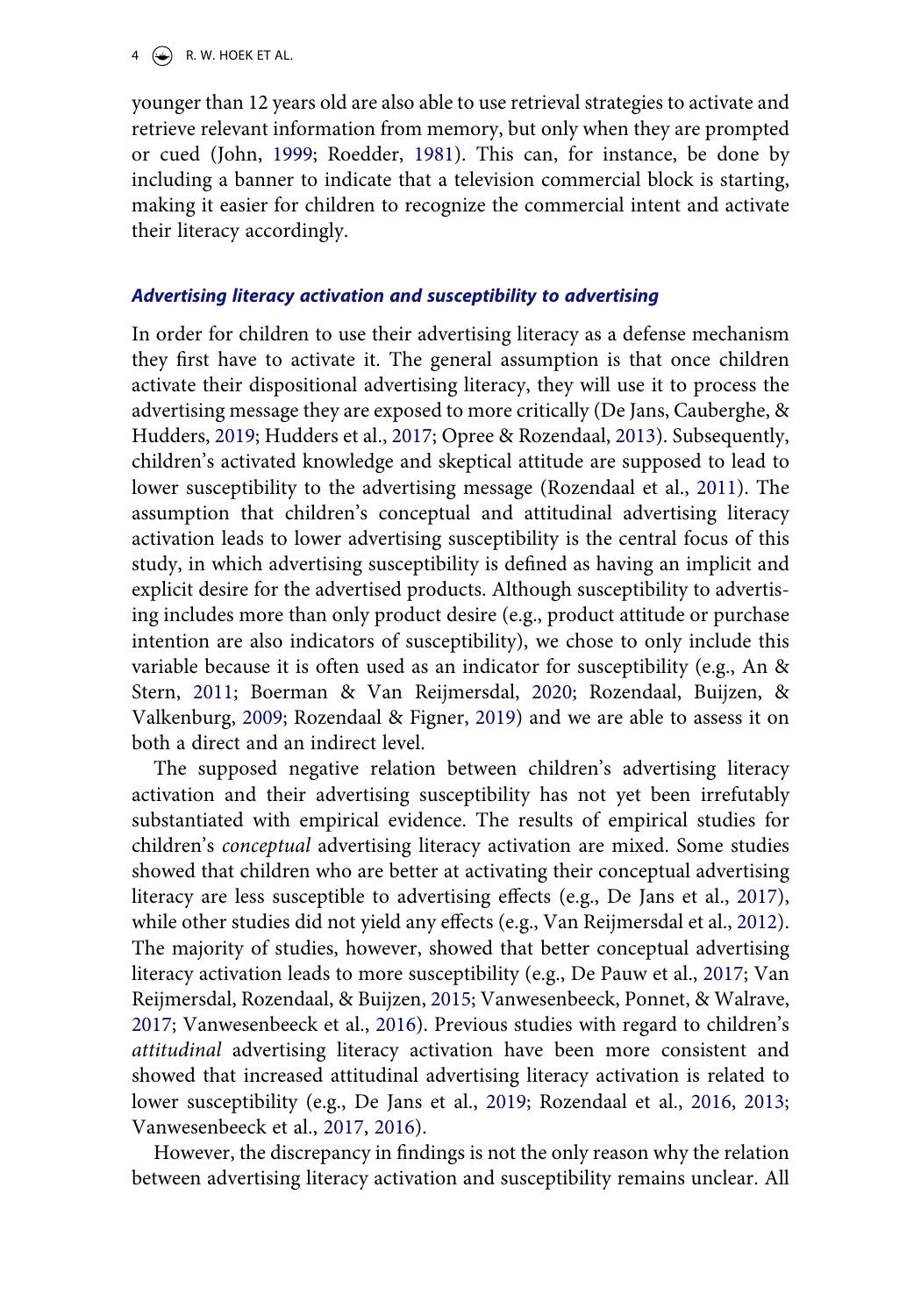younger than 12 years old are also able to use retrieval strategies to activate and retrieve relevant information from memory, but only when they are prompted or cued (John, 1999; Roedder, 1981). This can, for instance, be done by including a banner to indicate that a television commercial block is starting, making it easier for children to recognize the commercial intent and activate their literacy accordingly.

### *Advertising literacy activation and susceptibility to advertising*

In order for children to use their advertising literacy as a defense mechanism they first have to activate it. The general assumption is that once children activate their dispositional advertising literacy, they will use it to process the advertising message they are exposed to more critically (De Jans, Cauberghe, & Hudders, 2019; Hudders et al., 2017; Opree & Rozendaal, 2013). Subsequently, children's activated knowledge and skeptical attitude are supposed to lead to lower susceptibility to the advertising message (Rozendaal et al., 2011). The assumption that children's conceptual and attitudinal advertising literacy activation leads to lower advertising susceptibility is the central focus of this study, in which advertising susceptibility is defined as having an implicit and explicit desire for the advertised products. Although susceptibility to advertising includes more than only product desire (e.g., product attitude or purchase intention are also indicators of susceptibility), we chose to only include this variable because it is often used as an indicator for susceptibility (e.g., An & Stern, 2011; Boerman & Van Reijmersdal, 2020; Rozendaal, Buijzen, & Valkenburg, 2009; Rozendaal & Figner, 2019) and we are able to assess it on both a direct and an indirect level.

The supposed negative relation between children's advertising literacy activation and their advertising susceptibility has not yet been irrefutably substantiated with empirical evidence. The results of empirical studies for children's *conceptual* advertising literacy activation are mixed. Some studies showed that children who are better at activating their conceptual advertising literacy are less susceptible to advertising effects (e.g., De Jans et al., 2017), while other studies did not yield any effects (e.g., Van Reijmersdal et al., 2012). The majority of studies, however, showed that better conceptual advertising literacy activation leads to more susceptibility (e.g., De Pauw et al., 2017; Van Reijmersdal, Rozendaal, & Buijzen, 2015; Vanwesenbeeck, Ponnet, & Walrave, 2017; Vanwesenbeeck et al., 2016). Previous studies with regard to children's *attitudinal* advertising literacy activation have been more consistent and showed that increased attitudinal advertising literacy activation is related to lower susceptibility (e.g., De Jans et al., 2019; Rozendaal et al., 2016, 2013; Vanwesenbeeck et al., 2017, 2016).

However, the discrepancy in findings is not the only reason why the relation between advertising literacy activation and susceptibility remains unclear. All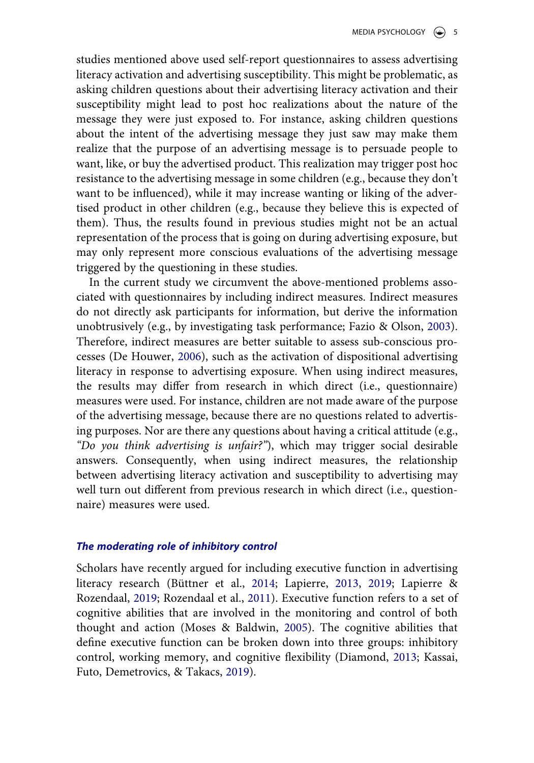studies mentioned above used self-report questionnaires to assess advertising literacy activation and advertising susceptibility. This might be problematic, as asking children questions about their advertising literacy activation and their susceptibility might lead to post hoc realizations about the nature of the message they were just exposed to. For instance, asking children questions about the intent of the advertising message they just saw may make them realize that the purpose of an advertising message is to persuade people to want, like, or buy the advertised product. This realization may trigger post hoc resistance to the advertising message in some children (e.g., because they don't want to be influenced), while it may increase wanting or liking of the advertised product in other children (e.g., because they believe this is expected of them). Thus, the results found in previous studies might not be an actual representation of the process that is going on during advertising exposure, but may only represent more conscious evaluations of the advertising message triggered by the questioning in these studies.

In the current study we circumvent the above-mentioned problems associated with questionnaires by including indirect measures. Indirect measures do not directly ask participants for information, but derive the information unobtrusively (e.g., by investigating task performance; Fazio & Olson, 2003). Therefore, indirect measures are better suitable to assess sub-conscious processes (De Houwer, 2006), such as the activation of dispositional advertising literacy in response to advertising exposure. When using indirect measures, the results may differ from research in which direct (i.e., questionnaire) measures were used. For instance, children are not made aware of the purpose of the advertising message, because there are no questions related to advertising purposes. Nor are there any questions about having a critical attitude (e.g., *"Do you think advertising is unfair?"*), which may trigger social desirable answers. Consequently, when using indirect measures, the relationship between advertising literacy activation and susceptibility to advertising may well turn out different from previous research in which direct (i.e., questionnaire) measures were used.

### *The moderating role of inhibitory control*

Scholars have recently argued for including executive function in advertising literacy research (Büttner et al., 2014; Lapierre, 2013, 2019; Lapierre & Rozendaal, 2019; Rozendaal et al., 2011). Executive function refers to a set of cognitive abilities that are involved in the monitoring and control of both thought and action (Moses & Baldwin, 2005). The cognitive abilities that define executive function can be broken down into three groups: inhibitory control, working memory, and cognitive flexibility (Diamond, 2013; Kassai, Futo, Demetrovics, & Takacs, 2019).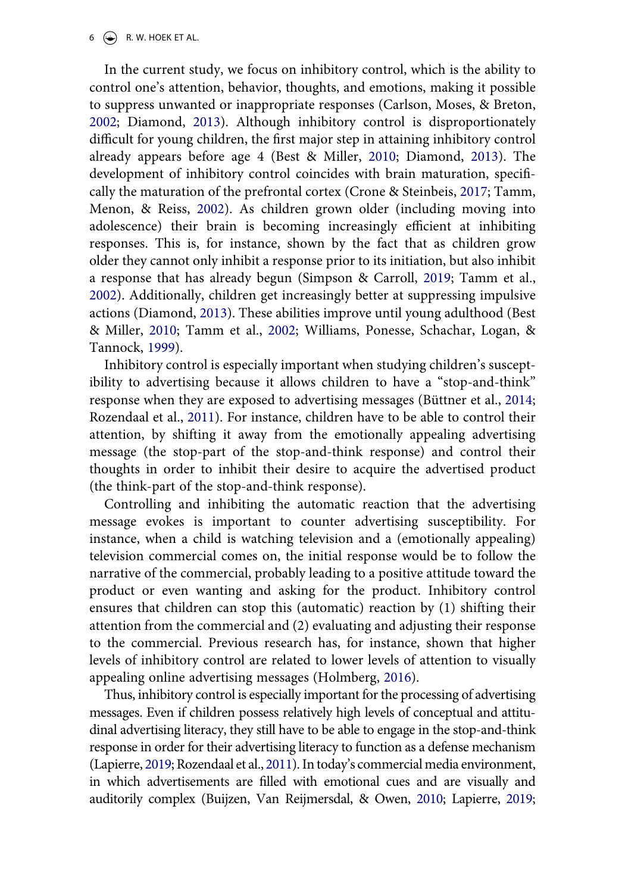In the current study, we focus on inhibitory control, which is the ability to control one's attention, behavior, thoughts, and emotions, making it possible to suppress unwanted or inappropriate responses (Carlson, Moses, & Breton, 2002; Diamond, 2013). Although inhibitory control is disproportionately difficult for young children, the first major step in attaining inhibitory control already appears before age 4 (Best & Miller, 2010; Diamond, 2013). The development of inhibitory control coincides with brain maturation, specifically the maturation of the prefrontal cortex (Crone & Steinbeis, 2017; Tamm, Menon, & Reiss, 2002). As children grown older (including moving into adolescence) their brain is becoming increasingly efficient at inhibiting responses. This is, for instance, shown by the fact that as children grow older they cannot only inhibit a response prior to its initiation, but also inhibit a response that has already begun (Simpson & Carroll, 2019; Tamm et al., 2002). Additionally, children get increasingly better at suppressing impulsive actions (Diamond, 2013). These abilities improve until young adulthood (Best & Miller, 2010; Tamm et al., 2002; Williams, Ponesse, Schachar, Logan, & Tannock, 1999).

Inhibitory control is especially important when studying children's susceptibility to advertising because it allows children to have a "stop-and-think" response when they are exposed to advertising messages (Büttner et al., 2014; Rozendaal et al., 2011). For instance, children have to be able to control their attention, by shifting it away from the emotionally appealing advertising message (the stop-part of the stop-and-think response) and control their thoughts in order to inhibit their desire to acquire the advertised product (the think-part of the stop-and-think response).

Controlling and inhibiting the automatic reaction that the advertising message evokes is important to counter advertising susceptibility. For instance, when a child is watching television and a (emotionally appealing) television commercial comes on, the initial response would be to follow the narrative of the commercial, probably leading to a positive attitude toward the product or even wanting and asking for the product. Inhibitory control ensures that children can stop this (automatic) reaction by (1) shifting their attention from the commercial and (2) evaluating and adjusting their response to the commercial. Previous research has, for instance, shown that higher levels of inhibitory control are related to lower levels of attention to visually appealing online advertising messages (Holmberg, 2016).

Thus, inhibitory control is especially important for the processing of advertising messages. Even if children possess relatively high levels of conceptual and attitudinal advertising literacy, they still have to be able to engage in the stop-and-think response in order for their advertising literacy to function as a defense mechanism (Lapierre, 2019; Rozendaal et al., 2011). In today's commercial media environment, in which advertisements are filled with emotional cues and are visually and auditorily complex (Buijzen, Van Reijmersdal, & Owen, 2010; Lapierre, 2019;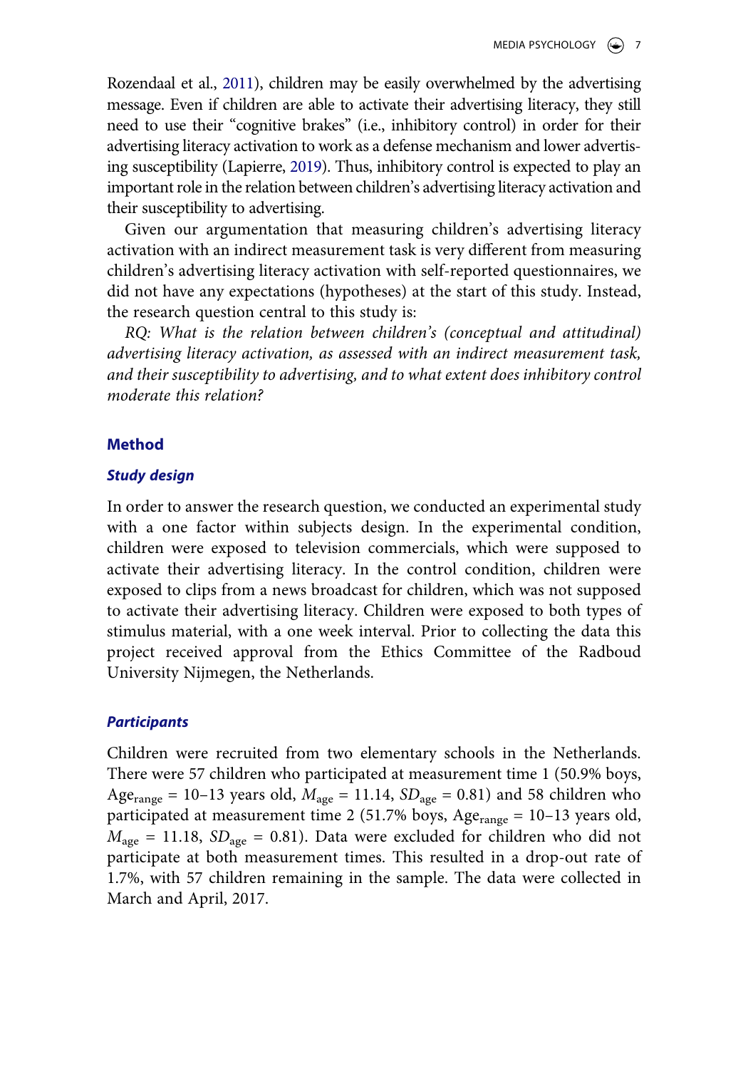Rozendaal et al., 2011), children may be easily overwhelmed by the advertising message. Even if children are able to activate their advertising literacy, they still need to use their "cognitive brakes" (i.e., inhibitory control) in order for their advertising literacy activation to work as a defense mechanism and lower advertising susceptibility (Lapierre, 2019). Thus, inhibitory control is expected to play an important role in the relation between children's advertising literacy activation and their susceptibility to advertising.

Given our argumentation that measuring children's advertising literacy activation with an indirect measurement task is very different from measuring children's advertising literacy activation with self-reported questionnaires, we did not have any expectations (hypotheses) at the start of this study. Instead, the research question central to this study is:

*RQ: What is the relation between children's (conceptual and attitudinal) advertising literacy activation, as assessed with an indirect measurement task, and their susceptibility to advertising, and to what extent does inhibitory control moderate this relation?*

## Method

### Study design

In order to answer the research question, we conducted an experimental study with a one factor within subjects design. In the experimental condition, children were exposed to television commercials, which were supposed to activate their advertising literacy. In the control condition, children were exposed to clips from a news broadcast for children, which was not supposed to activate their advertising literacy. Children were exposed to both types of stimulus material, with a one week interval. Prior to collecting the data this project received approval from the Ethics Committee of the Radboud University Nijmegen, the Netherlands.

### Participants

Children were recruited from two elementary schools in the Netherlands. There were 57 children who participated at measurement time 1 (50.9% boys, $Age_{range}$ = 10–13 years old, $M_{age}$ = 11.14, $SD_{age}$ = 0.81) and 58 children who participated at measurement time 2 (51.7% boys, $Age_{range}$ = 10–13 years old, $M_{age}$ = 11.18, $SD_{age}$ = 0.81). Data were excluded for children who did not participate at both measurement times. This resulted in a drop-out rate of 1.7%, with 57 children remaining in the sample. The data were collected in March and April, 2017.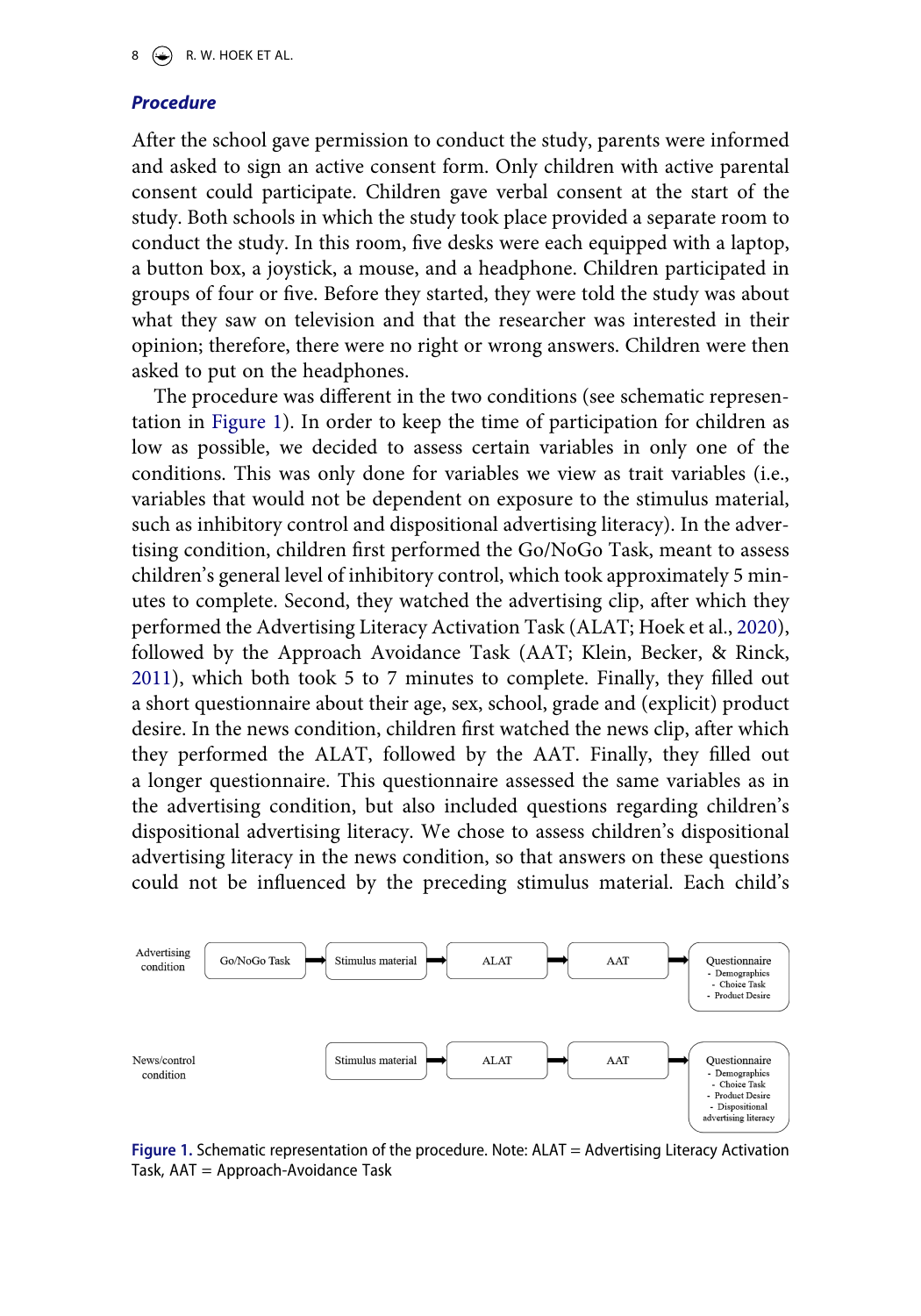### *Procedure*

After the school gave permission to conduct the study, parents were informed and asked to sign an active consent form. Only children with active parental consent could participate. Children gave verbal consent at the start of the study. Both schools in which the study took place provided a separate room to conduct the study. In this room, five desks were each equipped with a laptop, a button box, a joystick, a mouse, and a headphone. Children participated in groups of four or five. Before they started, they were told the study was about what they saw on television and that the researcher was interested in their opinion; therefore, there were no right or wrong answers. Children were then asked to put on the headphones.

The procedure was different in the two conditions (see schematic representation in Figure 1). In order to keep the time of participation for children as low as possible, we decided to assess certain variables in only one of the conditions. This was only done for variables we view as trait variables (i.e., variables that would not be dependent on exposure to the stimulus material, such as inhibitory control and dispositional advertising literacy). In the advertising condition, children first performed the Go/NoGo Task, meant to assess children's general level of inhibitory control, which took approximately 5 minutes to complete. Second, they watched the advertising clip, after which they performed the Advertising Literacy Activation Task (ALAT; Hoek et al., 2020), followed by the Approach Avoidance Task (AAT; Klein, Becker, & Rinck, 2011), which both took 5 to 7 minutes to complete. Finally, they filled out a short questionnaire about their age, sex, school, grade and (explicit) product desire. In the news condition, children first watched the news clip, after which they performed the ALAT, followed by the AAT. Finally, they filled out a longer questionnaire. This questionnaire assessed the same variables as in the advertising condition, but also included questions regarding children's dispositional advertising literacy. We chose to assess children's dispositional advertising literacy in the news condition, so that answers on these questions could not be influenced by the preceding stimulus material. Each child's

Advertising condition: Go/NoGo Task → Stimulus material → ALAT → AAT → Questionnaire (- Demographics, - Choice Task, - Product Desire)

News/control condition: Stimulus material → ALAT → AAT → Questionnaire (- Demographics, - Choice Task, - Product Desire, - Dispositional advertising literacy)

**Figure 1.** Schematic representation of the procedure. Note: ALAT = Advertising Literacy Activation Task, AAT = Approach-Avoidance Task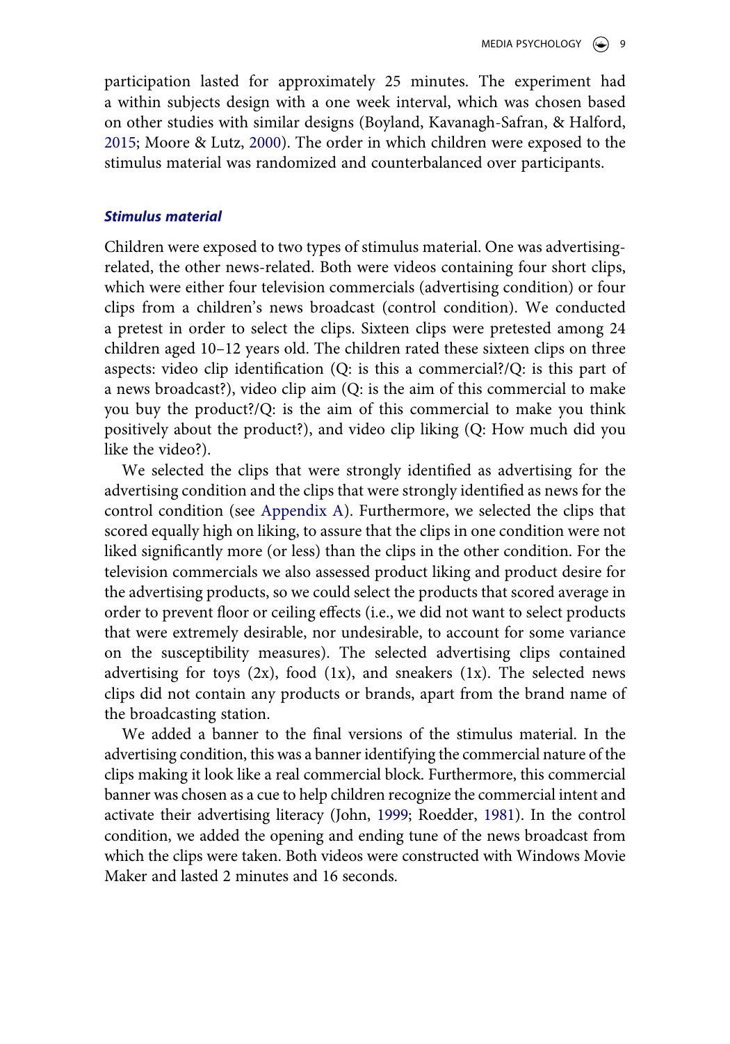participation lasted for approximately 25 minutes. The experiment had a within subjects design with a one week interval, which was chosen based on other studies with similar designs (Boyland, Kavanagh-Safran, & Halford, 2015; Moore & Lutz, 2000). The order in which children were exposed to the stimulus material was randomized and counterbalanced over participants.

### *Stimulus material*

Children were exposed to two types of stimulus material. One was advertising-related, the other news-related. Both were videos containing four short clips, which were either four television commercials (advertising condition) or four clips from a children's news broadcast (control condition). We conducted a pretest in order to select the clips. Sixteen clips were pretested among 24 children aged 10–12 years old. The children rated these sixteen clips on three aspects: video clip identification (Q: is this a commercial?/Q: is this part of a news broadcast?), video clip aim (Q: is the aim of this commercial to make you buy the product?/Q: is the aim of this commercial to make you think positively about the product?), and video clip liking (Q: How much did you like the video?).

We selected the clips that were strongly identified as advertising for the advertising condition and the clips that were strongly identified as news for the control condition (see Appendix A). Furthermore, we selected the clips that scored equally high on liking, to assure that the clips in one condition were not liked significantly more (or less) than the clips in the other condition. For the television commercials we also assessed product liking and product desire for the advertising products, so we could select the products that scored average in order to prevent floor or ceiling effects (i.e., we did not want to select products that were extremely desirable, nor undesirable, to account for some variance on the susceptibility measures). The selected advertising clips contained advertising for toys (2x), food (1x), and sneakers (1x). The selected news clips did not contain any products or brands, apart from the brand name of the broadcasting station.

We added a banner to the final versions of the stimulus material. In the advertising condition, this was a banner identifying the commercial nature of the clips making it look like a real commercial block. Furthermore, this commercial banner was chosen as a cue to help children recognize the commercial intent and activate their advertising literacy (John, 1999; Roedder, 1981). In the control condition, we added the opening and ending tune of the news broadcast from which the clips were taken. Both videos were constructed with Windows Movie Maker and lasted 2 minutes and 16 seconds.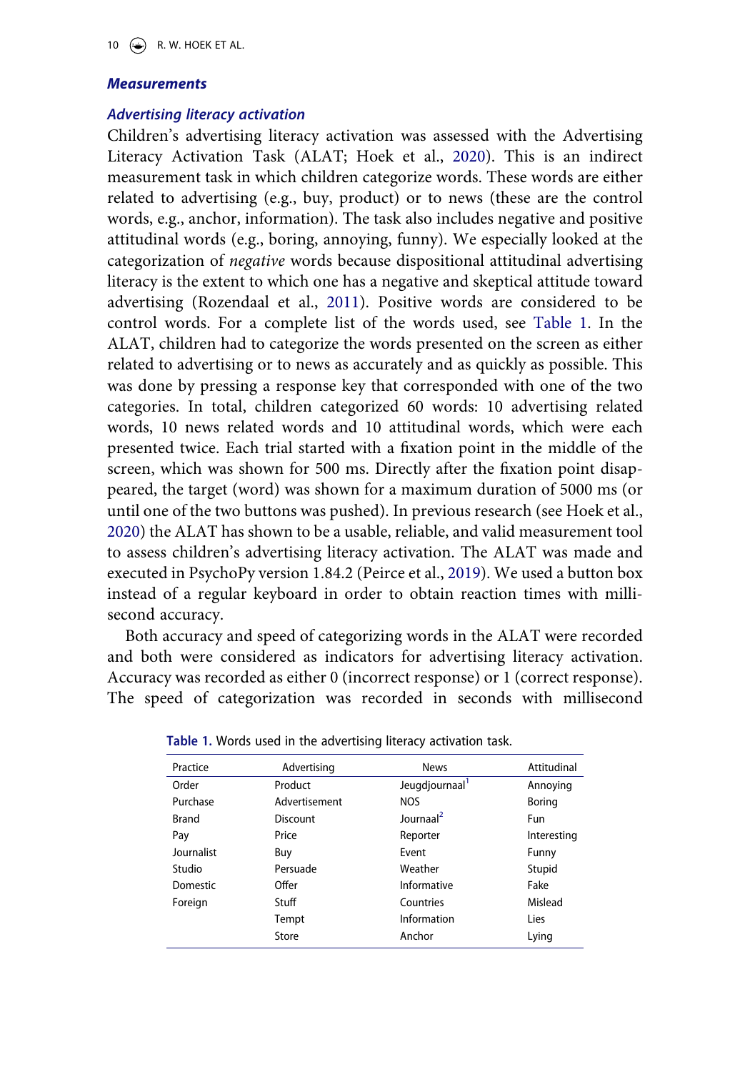## Measurements

### Advertising literacy activation

Children's advertising literacy activation was assessed with the Advertising Literacy Activation Task (ALAT; Hoek et al., 2020). This is an indirect measurement task in which children categorize words. These words are either related to advertising (e.g., buy, product) or to news (these are the control words, e.g., anchor, information). The task also includes negative and positive attitudinal words (e.g., boring, annoying, funny). We especially looked at the categorization of *negative* words because dispositional attitudinal advertising literacy is the extent to which one has a negative and skeptical attitude toward advertising (Rozendaal et al., 2011). Positive words are considered to be control words. For a complete list of the words used, see Table 1. In the ALAT, children had to categorize the words presented on the screen as either related to advertising or to news as accurately and as quickly as possible. This was done by pressing a response key that corresponded with one of the two categories. In total, children categorized 60 words: 10 advertising related words, 10 news related words and 10 attitudinal words, which were each presented twice. Each trial started with a fixation point in the middle of the screen, which was shown for 500 ms. Directly after the fixation point disappeared, the target (word) was shown for a maximum duration of 5000 ms (or until one of the two buttons was pushed). In previous research (see Hoek et al., 2020) the ALAT has shown to be a usable, reliable, and valid measurement tool to assess children's advertising literacy activation. The ALAT was made and executed in PsychoPy version 1.84.2 (Peirce et al., 2019). We used a button box instead of a regular keyboard in order to obtain reaction times with millisecond accuracy.

Both accuracy and speed of categorizing words in the ALAT were recorded and both were considered as indicators for advertising literacy activation. Accuracy was recorded as either 0 (incorrect response) or 1 (correct response). The speed of categorization was recorded in seconds with millisecond

**Table 1.** Words used in the advertising literacy activation task.

| Practice | Advertising | News | Attitudinal |
|---|---|---|---|
| Order | Product | Jeugdjournaal[1] | Annoying |
| Purchase | Advertisement | NOS | Boring |
| Brand | Discount | Journaal[2] | Fun |
| Pay | Price | Reporter | Interesting |
| Journalist | Buy | Event | Funny |
| Studio | Persuade | Weather | Stupid |
| Domestic | Offer | Informative | Fake |
| Foreign | Stuff | Countries | Mislead |
| | Tempt | Information | Lies |
| | Store | Anchor | Lying |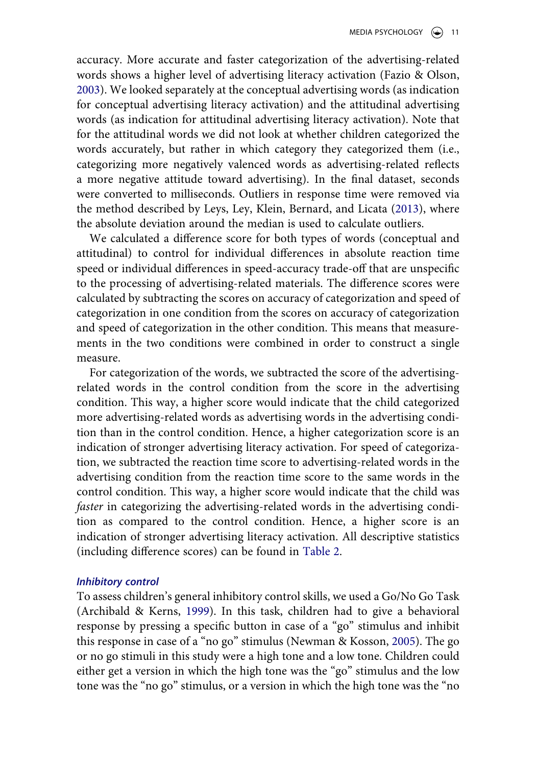accuracy. More accurate and faster categorization of the advertising-related words shows a higher level of advertising literacy activation (Fazio & Olson, 2003). We looked separately at the conceptual advertising words (as indication for conceptual advertising literacy activation) and the attitudinal advertising words (as indication for attitudinal advertising literacy activation). Note that for the attitudinal words we did not look at whether children categorized the words accurately, but rather in which category they categorized them (i.e., categorizing more negatively valenced words as advertising-related reflects a more negative attitude toward advertising). In the final dataset, seconds were converted to milliseconds. Outliers in response time were removed via the method described by Leys, Ley, Klein, Bernard, and Licata (2013), where the absolute deviation around the median is used to calculate outliers.

We calculated a difference score for both types of words (conceptual and attitudinal) to control for individual differences in absolute reaction time speed or individual differences in speed-accuracy trade-off that are unspecific to the processing of advertising-related materials. The difference scores were calculated by subtracting the scores on accuracy of categorization and speed of categorization in one condition from the scores on accuracy of categorization and speed of categorization in the other condition. This means that measurements in the two conditions were combined in order to construct a single measure.

For categorization of the words, we subtracted the score of the advertising-related words in the control condition from the score in the advertising condition. This way, a higher score would indicate that the child categorized more advertising-related words as advertising words in the advertising condition than in the control condition. Hence, a higher categorization score is an indication of stronger advertising literacy activation. For speed of categorization, we subtracted the reaction time score to advertising-related words in the advertising condition from the reaction time score to the same words in the control condition. This way, a higher score would indicate that the child was *faster* in categorizing the advertising-related words in the advertising condition as compared to the control condition. Hence, a higher score is an indication of stronger advertising literacy activation. All descriptive statistics (including difference scores) can be found in Table 2.

### *Inhibitory control*

To assess children's general inhibitory control skills, we used a Go/No Go Task (Archibald & Kerns, 1999). In this task, children had to give a behavioral response by pressing a specific button in case of a "go" stimulus and inhibit this response in case of a "no go" stimulus (Newman & Kosson, 2005). The go or no go stimuli in this study were a high tone and a low tone. Children could either get a version in which the high tone was the "go" stimulus and the low tone was the "no go" stimulus, or a version in which the high tone was the "no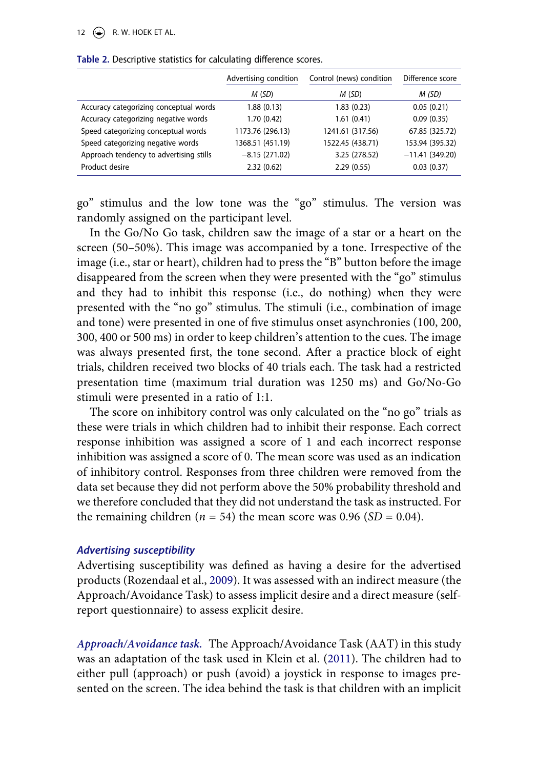**Table 2.** Descriptive statistics for calculating difference scores.

| | Advertising condition | Control (news) condition | Difference score |
|---|---|---|---|
| | *M* (*SD*) | *M* (*SD*) | *M* (*SD*) |
| Accuracy categorizing conceptual words | 1.88 (0.13) | 1.83 (0.23) | 0.05 (0.21) |
| Accuracy categorizing negative words | 1.70 (0.42) | 1.61 (0.41) | 0.09 (0.35) |
| Speed categorizing conceptual words | 1173.76 (296.13) | 1241.61 (317.56) | 67.85 (325.72) |
| Speed categorizing negative words | 1368.51 (451.19) | 1522.45 (438.71) | 153.94 (395.32) |
| Approach tendency to advertising stills | −8.15 (271.02) | 3.25 (278.52) | −11.41 (349.20) |
| Product desire | 2.32 (0.62) | 2.29 (0.55) | 0.03 (0.37) |

go" stimulus and the low tone was the "go" stimulus. The version was randomly assigned on the participant level.

In the Go/No Go task, children saw the image of a star or a heart on the screen (50–50%). This image was accompanied by a tone. Irrespective of the image (i.e., star or heart), children had to press the "B" button before the image disappeared from the screen when they were presented with the "go" stimulus and they had to inhibit this response (i.e., do nothing) when they were presented with the "no go" stimulus. The stimuli (i.e., combination of image and tone) were presented in one of five stimulus onset asynchronies (100, 200, 300, 400 or 500 ms) in order to keep children's attention to the cues. The image was always presented first, the tone second. After a practice block of eight trials, children received two blocks of 40 trials each. The task had a restricted presentation time (maximum trial duration was 1250 ms) and Go/No-Go stimuli were presented in a ratio of 1:1.

The score on inhibitory control was only calculated on the "no go" trials as these were trials in which children had to inhibit their response. Each correct response inhibition was assigned a score of 1 and each incorrect response inhibition was assigned a score of 0. The mean score was used as an indication of inhibitory control. Responses from three children were removed from the data set because they did not perform above the 50% probability threshold and we therefore concluded that they did not understand the task as instructed. For the remaining children ($n$ = 54) the mean score was 0.96 ($SD$ = 0.04).

### *Advertising susceptibility*

Advertising susceptibility was defined as having a desire for the advertised products (Rozendaal et al., 2009). It was assessed with an indirect measure (the Approach/Avoidance Task) to assess implicit desire and a direct measure (self-report questionnaire) to assess explicit desire.

***Approach/Avoidance task.*** The Approach/Avoidance Task (AAT) in this study was an adaptation of the task used in Klein et al. (2011). The children had to either pull (approach) or push (avoid) a joystick in response to images presented on the screen. The idea behind the task is that children with an implicit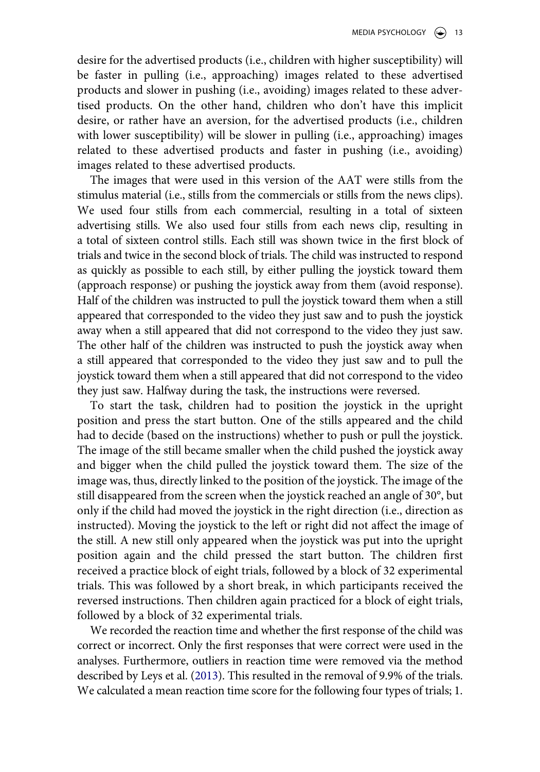desire for the advertised products (i.e., children with higher susceptibility) will be faster in pulling (i.e., approaching) images related to these advertised products and slower in pushing (i.e., avoiding) images related to these advertised products. On the other hand, children who don't have this implicit desire, or rather have an aversion, for the advertised products (i.e., children with lower susceptibility) will be slower in pulling (i.e., approaching) images related to these advertised products and faster in pushing (i.e., avoiding) images related to these advertised products.

The images that were used in this version of the AAT were stills from the stimulus material (i.e., stills from the commercials or stills from the news clips). We used four stills from each commercial, resulting in a total of sixteen advertising stills. We also used four stills from each news clip, resulting in a total of sixteen control stills. Each still was shown twice in the first block of trials and twice in the second block of trials. The child was instructed to respond as quickly as possible to each still, by either pulling the joystick toward them (approach response) or pushing the joystick away from them (avoid response). Half of the children was instructed to pull the joystick toward them when a still appeared that corresponded to the video they just saw and to push the joystick away when a still appeared that did not correspond to the video they just saw. The other half of the children was instructed to push the joystick away when a still appeared that corresponded to the video they just saw and to pull the joystick toward them when a still appeared that did not correspond to the video they just saw. Halfway during the task, the instructions were reversed.

To start the task, children had to position the joystick in the upright position and press the start button. One of the stills appeared and the child had to decide (based on the instructions) whether to push or pull the joystick. The image of the still became smaller when the child pushed the joystick away and bigger when the child pulled the joystick toward them. The size of the image was, thus, directly linked to the position of the joystick. The image of the still disappeared from the screen when the joystick reached an angle of 30°, but only if the child had moved the joystick in the right direction (i.e., direction as instructed). Moving the joystick to the left or right did not affect the image of the still. A new still only appeared when the joystick was put into the upright position again and the child pressed the start button. The children first received a practice block of eight trials, followed by a block of 32 experimental trials. This was followed by a short break, in which participants received the reversed instructions. Then children again practiced for a block of eight trials, followed by a block of 32 experimental trials.

We recorded the reaction time and whether the first response of the child was correct or incorrect. Only the first responses that were correct were used in the analyses. Furthermore, outliers in reaction time were removed via the method described by Leys et al. (2013). This resulted in the removal of 9.9% of the trials. We calculated a mean reaction time score for the following four types of trials; 1.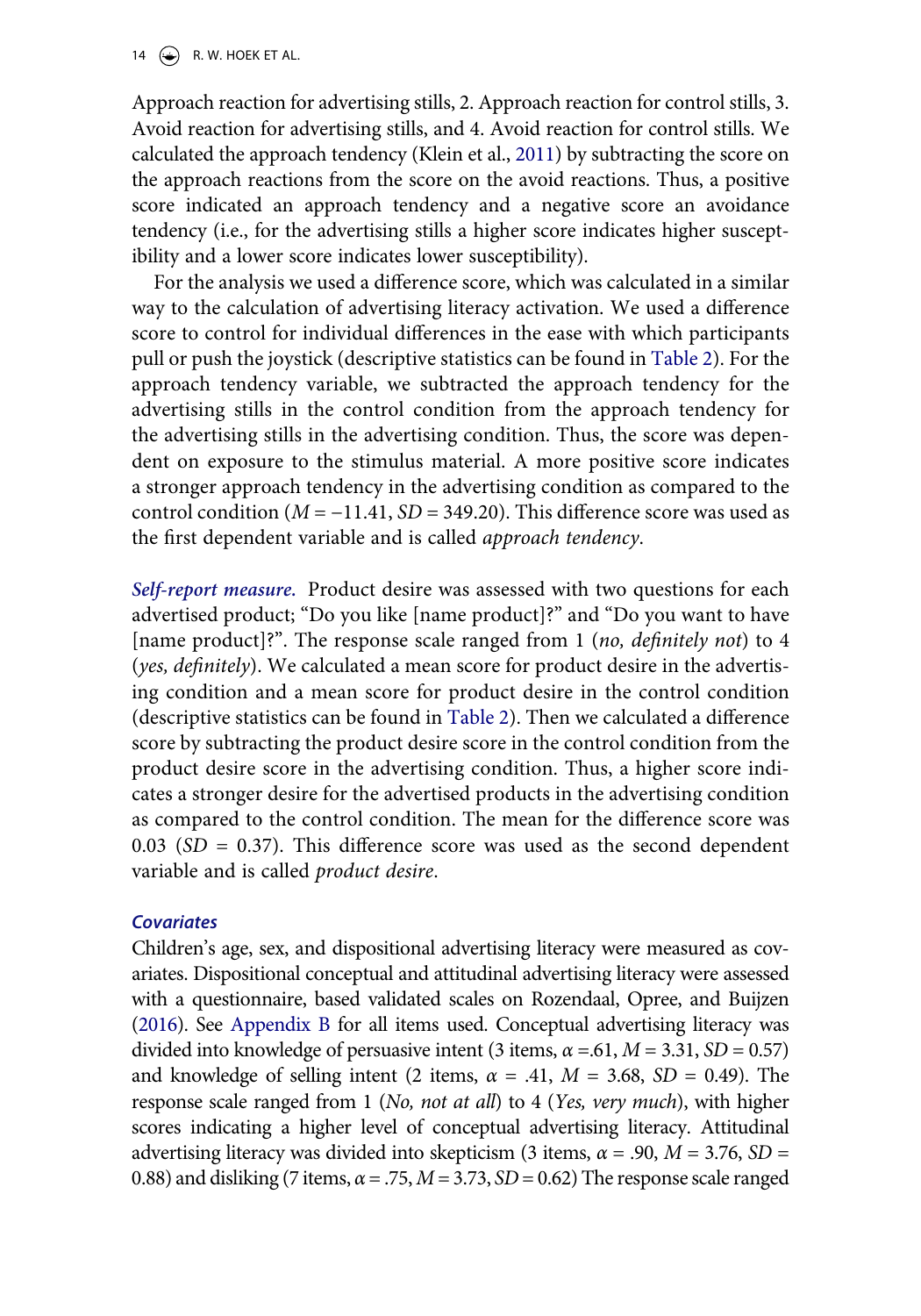Approach reaction for advertising stills, 2. Approach reaction for control stills, 3. Avoid reaction for advertising stills, and 4. Avoid reaction for control stills. We calculated the approach tendency (Klein et al., 2011) by subtracting the score on the approach reactions from the score on the avoid reactions. Thus, a positive score indicated an approach tendency and a negative score an avoidance tendency (i.e., for the advertising stills a higher score indicates higher susceptibility and a lower score indicates lower susceptibility).

For the analysis we used a difference score, which was calculated in a similar way to the calculation of advertising literacy activation. We used a difference score to control for individual differences in the ease with which participants pull or push the joystick (descriptive statistics can be found in Table 2). For the approach tendency variable, we subtracted the approach tendency for the advertising stills in the control condition from the approach tendency for the advertising stills in the advertising condition. Thus, the score was dependent on exposure to the stimulus material. A more positive score indicates a stronger approach tendency in the advertising condition as compared to the control condition ($M = -11.41$, $SD = 349.20$). This difference score was used as the first dependent variable and is called *approach tendency*.

***Self-report measure.*** Product desire was assessed with two questions for each advertised product; "Do you like [name product]?" and "Do you want to have [name product]?". The response scale ranged from 1 (*no, definitely not*) to 4 (*yes, definitely*). We calculated a mean score for product desire in the advertising condition and a mean score for product desire in the control condition (descriptive statistics can be found in Table 2). Then we calculated a difference score by subtracting the product desire score in the control condition from the product desire score in the advertising condition. Thus, a higher score indicates a stronger desire for the advertised products in the advertising condition as compared to the control condition. The mean for the difference score was 0.03 ($SD = 0.37$). This difference score was used as the second dependent variable and is called *product desire*.

### *Covariates*

Children's age, sex, and dispositional advertising literacy were measured as covariates. Dispositional conceptual and attitudinal advertising literacy were assessed with a questionnaire, based validated scales on Rozendaal, Opree, and Buijzen (2016). See Appendix B for all items used. Conceptual advertising literacy was divided into knowledge of persuasive intent (3 items, $\alpha = .61$, $M = 3.31$, $SD = 0.57$) and knowledge of selling intent (2 items, $\alpha = .41$, $M = 3.68$, $SD = 0.49$). The response scale ranged from 1 (*No, not at all*) to 4 (*Yes, very much*), with higher scores indicating a higher level of conceptual advertising literacy. Attitudinal advertising literacy was divided into skepticism (3 items, $\alpha = .90$, $M = 3.76$, $SD = 0.88$) and disliking (7 items, $\alpha = .75$, $M = 3.73$, $SD = 0.62$) The response scale ranged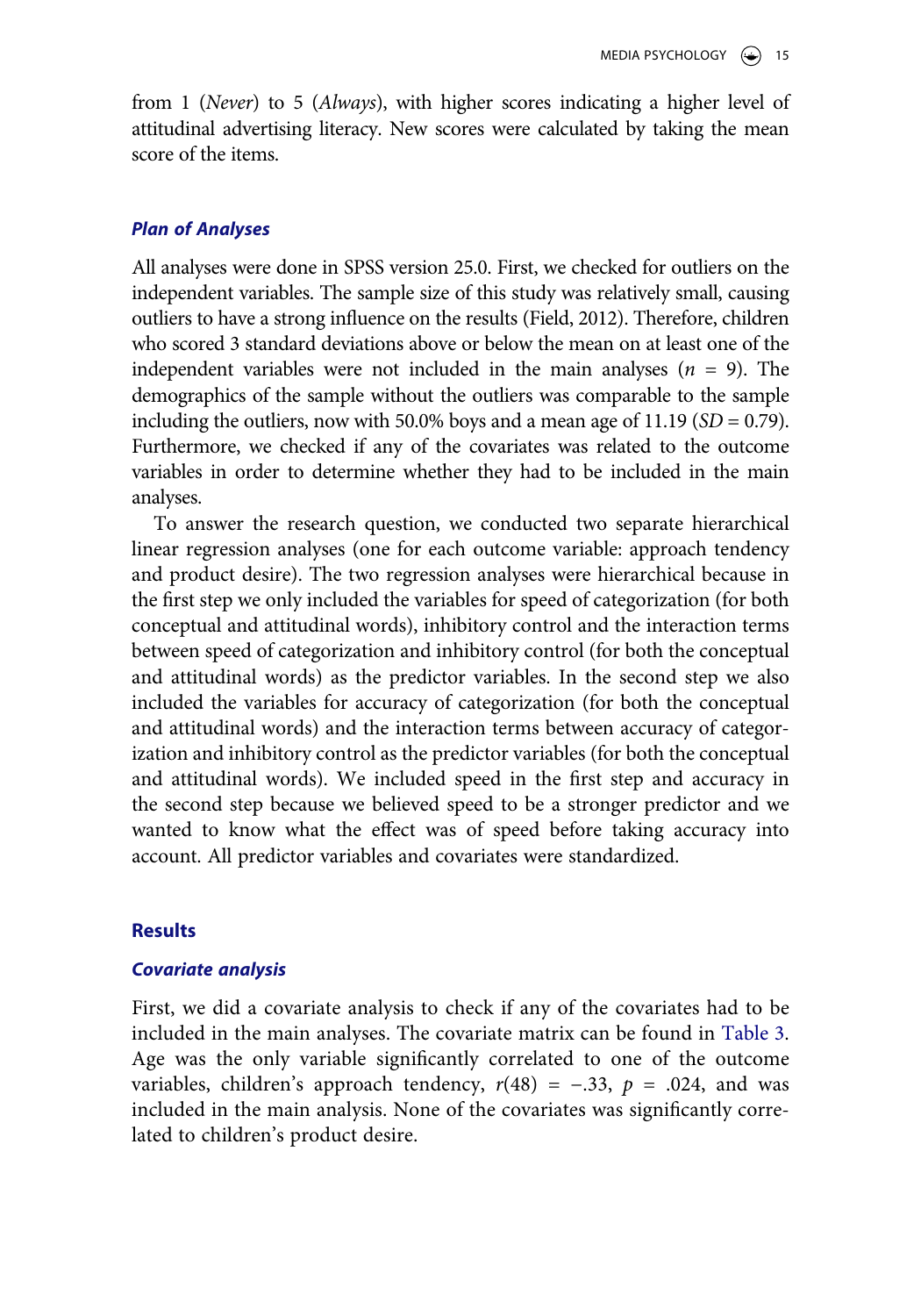from 1 (*Never*) to 5 (*Always*), with higher scores indicating a higher level of attitudinal advertising literacy. New scores were calculated by taking the mean score of the items.

### *Plan of Analyses*

All analyses were done in SPSS version 25.0. First, we checked for outliers on the independent variables. The sample size of this study was relatively small, causing outliers to have a strong influence on the results (Field, 2012). Therefore, children who scored 3 standard deviations above or below the mean on at least one of the independent variables were not included in the main analyses ($n$ = 9). The demographics of the sample without the outliers was comparable to the sample including the outliers, now with 50.0% boys and a mean age of 11.19 ($SD$ = 0.79). Furthermore, we checked if any of the covariates was related to the outcome variables in order to determine whether they had to be included in the main analyses.

To answer the research question, we conducted two separate hierarchical linear regression analyses (one for each outcome variable: approach tendency and product desire). The two regression analyses were hierarchical because in the first step we only included the variables for speed of categorization (for both conceptual and attitudinal words), inhibitory control and the interaction terms between speed of categorization and inhibitory control (for both the conceptual and attitudinal words) as the predictor variables. In the second step we also included the variables for accuracy of categorization (for both the conceptual and attitudinal words) and the interaction terms between accuracy of categorization and inhibitory control as the predictor variables (for both the conceptual and attitudinal words). We included speed in the first step and accuracy in the second step because we believed speed to be a stronger predictor and we wanted to know what the effect was of speed before taking accuracy into account. All predictor variables and covariates were standardized.

## Results

### *Covariate analysis*

First, we did a covariate analysis to check if any of the covariates had to be included in the main analyses. The covariate matrix can be found in Table 3. Age was the only variable significantly correlated to one of the outcome variables, children's approach tendency, $r(48) = -.33$, $p = .024$, and was included in the main analysis. None of the covariates was significantly correlated to children's product desire.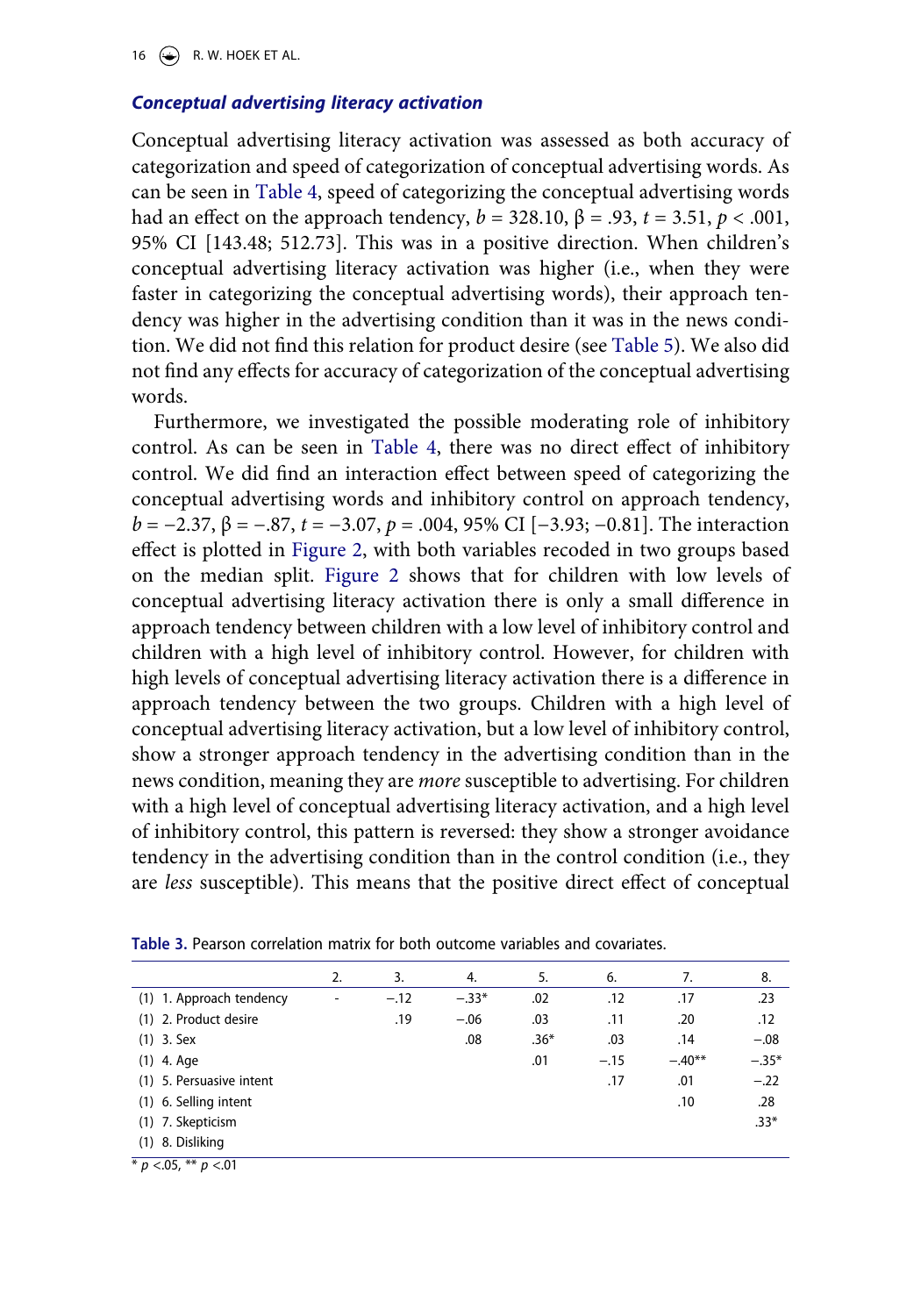### *Conceptual advertising literacy activation*

Conceptual advertising literacy activation was assessed as both accuracy of categorization and speed of categorization of conceptual advertising words. As can be seen in Table 4, speed of categorizing the conceptual advertising words had an effect on the approach tendency, $b = 328.10$, $\beta = .93$, $t = 3.51$, $p < .001$, 95% CI [143.48; 512.73]. This was in a positive direction. When children's conceptual advertising literacy activation was higher (i.e., when they were faster in categorizing the conceptual advertising words), their approach tendency was higher in the advertising condition than it was in the news condition. We did not find this relation for product desire (see Table 5). We also did not find any effects for accuracy of categorization of the conceptual advertising words.

Furthermore, we investigated the possible moderating role of inhibitory control. As can be seen in Table 4, there was no direct effect of inhibitory control. We did find an interaction effect between speed of categorizing the conceptual advertising words and inhibitory control on approach tendency, $b = -2.37$, $\beta = -.87$, $t = -3.07$, $p = .004$, 95% CI [−3.93; −0.81]. The interaction effect is plotted in Figure 2, with both variables recoded in two groups based on the median split. Figure 2 shows that for children with low levels of conceptual advertising literacy activation there is only a small difference in approach tendency between children with a low level of inhibitory control and children with a high level of inhibitory control. However, for children with high levels of conceptual advertising literacy activation there is a difference in approach tendency between the two groups. Children with a high level of conceptual advertising literacy activation, but a low level of inhibitory control, show a stronger approach tendency in the advertising condition than in the news condition, meaning they are *more* susceptible to advertising. For children with a high level of conceptual advertising literacy activation, and a high level of inhibitory control, this pattern is reversed: they show a stronger avoidance tendency in the advertising condition than in the control condition (i.e., they are *less* susceptible). This means that the positive direct effect of conceptual

**Table 3.** Pearson correlation matrix for both outcome variables and covariates.

| | 2. | 3. | 4. | 5. | 6. | 7. | 8. |
|---|---|---|---|---|---|---|---|
| (1) 1. Approach tendency | - | −.12 | −.33* | .02 | .12 | .17 | .23 |
| (1) 2. Product desire | | .19 | −.06 | .03 | .11 | .20 | .12 |
| (1) 3. Sex | | | .08 | .36* | .03 | .14 | −.08 |
| (1) 4. Age | | | | .01 | −.15 | −.40** | −.35* |
| (1) 5. Persuasive intent | | | | | .17 | .01 | −.22 |
| (1) 6. Selling intent | | | | | | .10 | .28 |
| (1) 7. Skepticism | | | | | | | .33* |
| (1) 8. Disliking | | | | | | | |

* $p$ <.05, ** $p$ <.01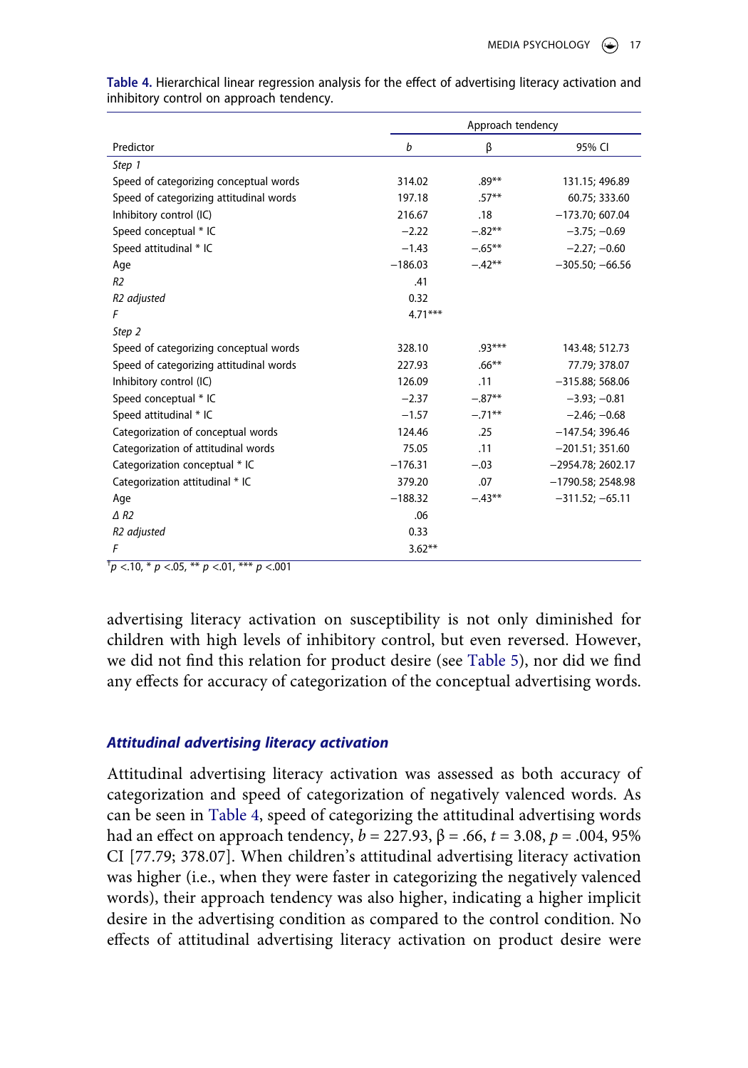**Table 4.** Hierarchical linear regression analysis for the effect of advertising literacy activation and inhibitory control on approach tendency.

| | Approach tendency | | |
|---|---|---|---|
| Predictor | *b* | β | 95% CI |
| *Step 1* | | | |
| Speed of categorizing conceptual words | 314.02 | .89** | 131.15; 496.89 |
| Speed of categorizing attitudinal words | 197.18 | .57** | 60.75; 333.60 |
| Inhibitory control (IC) | 216.67 | .18 | −173.70; 607.04 |
| Speed conceptual * IC | −2.22 | −.82** | −3.75; −0.69 |
| Speed attitudinal * IC | −1.43 | −.65** | −2.27; −0.60 |
| Age | −186.03 | −.42** | −305.50; −66.56 |
| *R2* | .41 | | |
| *R2 adjusted* | 0.32 | | |
| *F* | 4.71*** | | |
| *Step 2* | | | |
| Speed of categorizing conceptual words | 328.10 | .93*** | 143.48; 512.73 |
| Speed of categorizing attitudinal words | 227.93 | .66** | 77.79; 378.07 |
| Inhibitory control (IC) | 126.09 | .11 | −315.88; 568.06 |
| Speed conceptual * IC | −2.37 | −.87** | −3.93; −0.81 |
| Speed attitudinal * IC | −1.57 | −.71** | −2.46; −0.68 |
| Categorization of conceptual words | 124.46 | .25 | −147.54; 396.46 |
| Categorization of attitudinal words | 75.05 | .11 | −201.51; 351.60 |
| Categorization conceptual * IC | −176.31 | −.03 | −2954.78; 2602.17 |
| Categorization attitudinal * IC | 379.20 | .07 | −1790.58; 2548.98 |
| Age | −188.32 | −.43** | −311.52; −65.11 |
| *Δ R2* | .06 | | |
| *R2 adjusted* | 0.33 | | |
| *F* | 3.62** | | |

[†] $p < .10$, * $p < .05$, ** $p < .01$, *** $p < .001$

advertising literacy activation on susceptibility is not only diminished for children with high levels of inhibitory control, but even reversed. However, we did not find this relation for product desire (see Table 5), nor did we find any effects for accuracy of categorization of the conceptual advertising words.

### *Attitudinal advertising literacy activation*

Attitudinal advertising literacy activation was assessed as both accuracy of categorization and speed of categorization of negatively valenced words. As can be seen in Table 4, speed of categorizing the attitudinal advertising words had an effect on approach tendency, $b = 227.93$, $\beta = .66$, $t = 3.08$, $p = .004$, 95% CI [77.79; 378.07]. When children's attitudinal advertising literacy activation was higher (i.e., when they were faster in categorizing the negatively valenced words), their approach tendency was also higher, indicating a higher implicit desire in the advertising condition as compared to the control condition. No effects of attitudinal advertising literacy activation on product desire were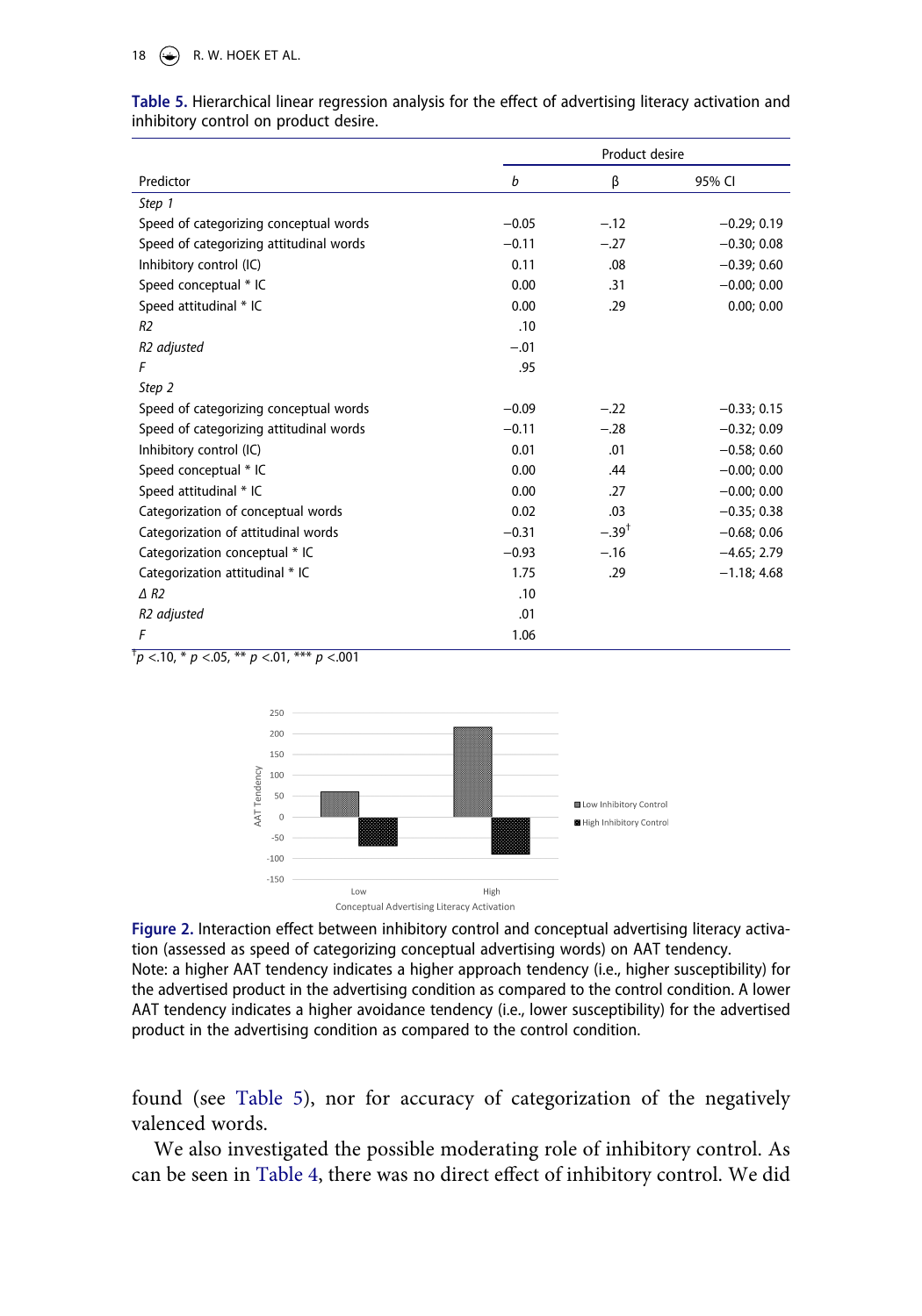**Table 5.** Hierarchical linear regression analysis for the effect of advertising literacy activation and inhibitory control on product desire.

| | Product desire | | |
|---|---|---|---|
| Predictor | *b* | β | 95% CI |
| *Step 1* | | | |
| Speed of categorizing conceptual words | −0.05 | −.12 | −0.29; 0.19 |
| Speed of categorizing attitudinal words | −0.11 | −.27 | −0.30; 0.08 |
| Inhibitory control (IC) | 0.11 | .08 | −0.39; 0.60 |
| Speed conceptual * IC | 0.00 | .31 | −0.00; 0.00 |
| Speed attitudinal * IC | 0.00 | .29 | 0.00; 0.00 |
| *R2* | .10 | | |
| *R2 adjusted* | −.01 | | |
| *F* | .95 | | |
| *Step 2* | | | |
| Speed of categorizing conceptual words | −0.09 | −.22 | −0.33; 0.15 |
| Speed of categorizing attitudinal words | −0.11 | −.28 | −0.32; 0.09 |
| Inhibitory control (IC) | 0.01 | .01 | −0.58; 0.60 |
| Speed conceptual * IC | 0.00 | .44 | −0.00; 0.00 |
| Speed attitudinal * IC | 0.00 | .27 | −0.00; 0.00 |
| Categorization of conceptual words | 0.02 | .03 | −0.35; 0.38 |
| Categorization of attitudinal words | −0.31 | −.39[†] | −0.68; 0.06 |
| Categorization conceptual * IC | −0.93 | −.16 | −4.65; 2.79 |
| Categorization attitudinal * IC | 1.75 | .29 | −1.18; 4.68 |
| *Δ R2* | .10 | | |
| *R2 adjusted* | .01 | | |
| *F* | 1.06 | | |

[†]*p* <.10, * *p* <.05, ** *p* <.01, *** *p* <.001

**Figure 2.** Interaction effect between inhibitory control and conceptual advertising literacy activation (assessed as speed of categorizing conceptual advertising words) on AAT tendency.
Note: a higher AAT tendency indicates a higher approach tendency (i.e., higher susceptibility) for the advertised product in the advertising condition as compared to the control condition. A lower AAT tendency indicates a higher avoidance tendency (i.e., lower susceptibility) for the advertised product in the advertising condition as compared to the control condition.

found (see Table 5), nor for accuracy of categorization of the negatively valenced words.

We also investigated the possible moderating role of inhibitory control. As can be seen in Table 4, there was no direct effect of inhibitory control. We did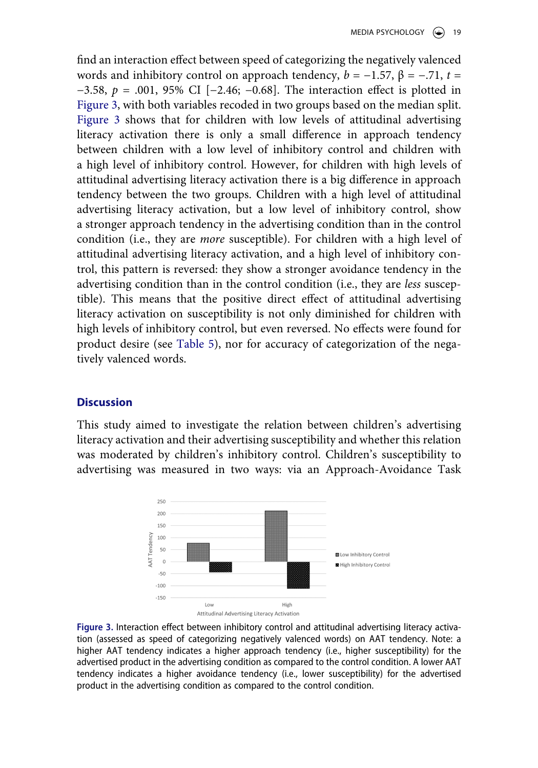find an interaction effect between speed of categorizing the negatively valenced words and inhibitory control on approach tendency, $b = -1.57$, $\beta = -.71$, $t = -3.58$, $p = .001$, 95% CI [−2.46; −0.68]. The interaction effect is plotted in Figure 3, with both variables recoded in two groups based on the median split. Figure 3 shows that for children with low levels of attitudinal advertising literacy activation there is only a small difference in approach tendency between children with a low level of inhibitory control and children with a high level of inhibitory control. However, for children with high levels of attitudinal advertising literacy activation there is a big difference in approach tendency between the two groups. Children with a high level of attitudinal advertising literacy activation, but a low level of inhibitory control, show a stronger approach tendency in the advertising condition than in the control condition (i.e., they are *more* susceptible). For children with a high level of attitudinal advertising literacy activation, and a high level of inhibitory control, this pattern is reversed: they show a stronger avoidance tendency in the advertising condition than in the control condition (i.e., they are *less* susceptible). This means that the positive direct effect of attitudinal advertising literacy activation on susceptibility is not only diminished for children with high levels of inhibitory control, but even reversed. No effects were found for product desire (see Table 5), nor for accuracy of categorization of the negatively valenced words.

## Discussion

This study aimed to investigate the relation between children's advertising literacy activation and their advertising susceptibility and whether this relation was moderated by children's inhibitory control. Children's susceptibility to advertising was measured in two ways: via an Approach-Avoidance Task

**Figure 3.** Interaction effect between inhibitory control and attitudinal advertising literacy activation (assessed as speed of categorizing negatively valenced words) on AAT tendency. Note: a higher AAT tendency indicates a higher approach tendency (i.e., higher susceptibility) for the advertised product in the advertising condition as compared to the control condition. A lower AAT tendency indicates a higher avoidance tendency (i.e., lower susceptibility) for the advertised product in the advertising condition as compared to the control condition.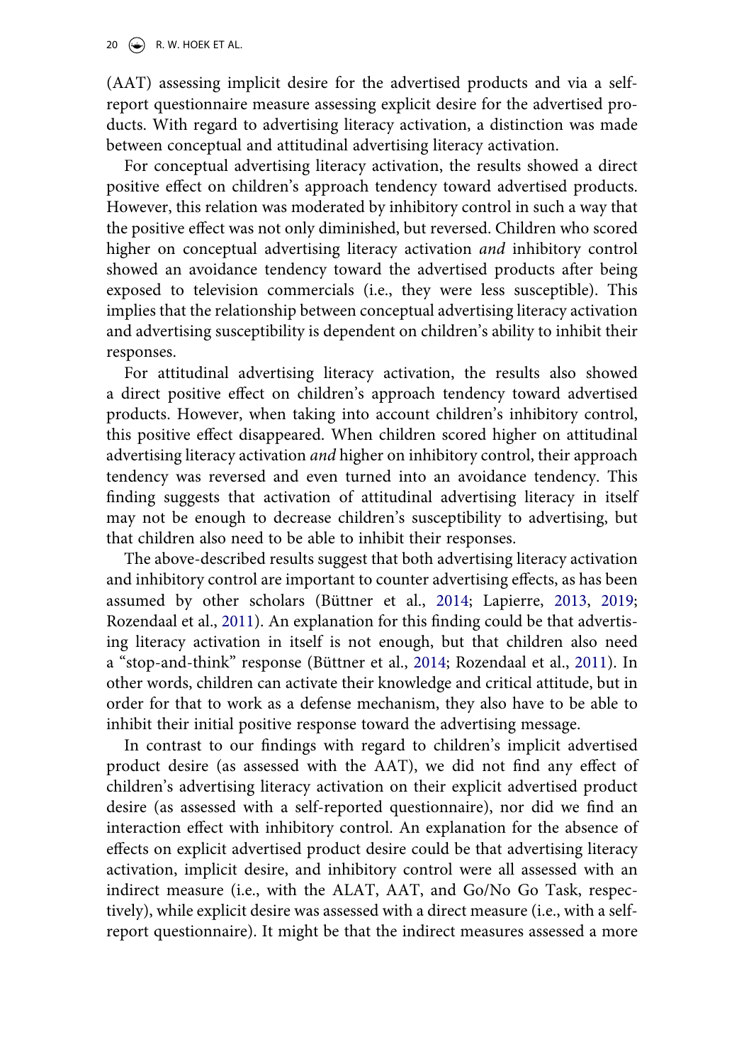(AAT) assessing implicit desire for the advertised products and via a self-report questionnaire measure assessing explicit desire for the advertised products. With regard to advertising literacy activation, a distinction was made between conceptual and attitudinal advertising literacy activation.

For conceptual advertising literacy activation, the results showed a direct positive effect on children's approach tendency toward advertised products. However, this relation was moderated by inhibitory control in such a way that the positive effect was not only diminished, but reversed. Children who scored higher on conceptual advertising literacy activation *and* inhibitory control showed an avoidance tendency toward the advertised products after being exposed to television commercials (i.e., they were less susceptible). This implies that the relationship between conceptual advertising literacy activation and advertising susceptibility is dependent on children's ability to inhibit their responses.

For attitudinal advertising literacy activation, the results also showed a direct positive effect on children's approach tendency toward advertised products. However, when taking into account children's inhibitory control, this positive effect disappeared. When children scored higher on attitudinal advertising literacy activation *and* higher on inhibitory control, their approach tendency was reversed and even turned into an avoidance tendency. This finding suggests that activation of attitudinal advertising literacy in itself may not be enough to decrease children's susceptibility to advertising, but that children also need to be able to inhibit their responses.

The above-described results suggest that both advertising literacy activation and inhibitory control are important to counter advertising effects, as has been assumed by other scholars (Büttner et al., 2014; Lapierre, 2013, 2019; Rozendaal et al., 2011). An explanation for this finding could be that advertising literacy activation in itself is not enough, but that children also need a "stop-and-think" response (Büttner et al., 2014; Rozendaal et al., 2011). In other words, children can activate their knowledge and critical attitude, but in order for that to work as a defense mechanism, they also have to be able to inhibit their initial positive response toward the advertising message.

In contrast to our findings with regard to children's implicit advertised product desire (as assessed with the AAT), we did not find any effect of children's advertising literacy activation on their explicit advertised product desire (as assessed with a self-reported questionnaire), nor did we find an interaction effect with inhibitory control. An explanation for the absence of effects on explicit advertised product desire could be that advertising literacy activation, implicit desire, and inhibitory control were all assessed with an indirect measure (i.e., with the ALAT, AAT, and Go/No Go Task, respectively), while explicit desire was assessed with a direct measure (i.e., with a self-report questionnaire). It might be that the indirect measures assessed a more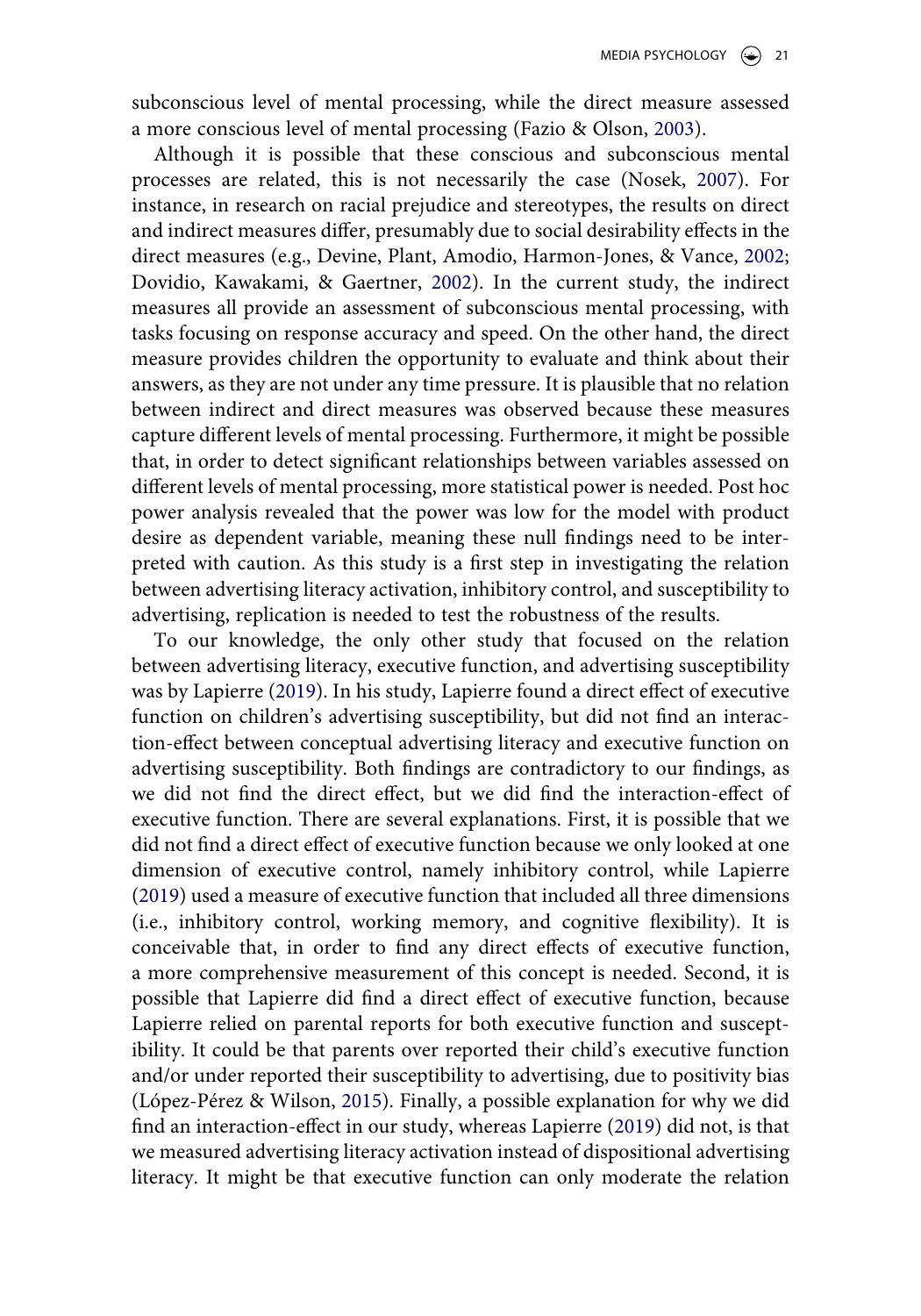subconscious level of mental processing, while the direct measure assessed a more conscious level of mental processing (Fazio & Olson, 2003).

Although it is possible that these conscious and subconscious mental processes are related, this is not necessarily the case (Nosek, 2007). For instance, in research on racial prejudice and stereotypes, the results on direct and indirect measures differ, presumably due to social desirability effects in the direct measures (e.g., Devine, Plant, Amodio, Harmon-Jones, & Vance, 2002; Dovidio, Kawakami, & Gaertner, 2002). In the current study, the indirect measures all provide an assessment of subconscious mental processing, with tasks focusing on response accuracy and speed. On the other hand, the direct measure provides children the opportunity to evaluate and think about their answers, as they are not under any time pressure. It is plausible that no relation between indirect and direct measures was observed because these measures capture different levels of mental processing. Furthermore, it might be possible that, in order to detect significant relationships between variables assessed on different levels of mental processing, more statistical power is needed. Post hoc power analysis revealed that the power was low for the model with product desire as dependent variable, meaning these null findings need to be interpreted with caution. As this study is a first step in investigating the relation between advertising literacy activation, inhibitory control, and susceptibility to advertising, replication is needed to test the robustness of the results.

To our knowledge, the only other study that focused on the relation between advertising literacy, executive function, and advertising susceptibility was by Lapierre (2019). In his study, Lapierre found a direct effect of executive function on children's advertising susceptibility, but did not find an interaction-effect between conceptual advertising literacy and executive function on advertising susceptibility. Both findings are contradictory to our findings, as we did not find the direct effect, but we did find the interaction-effect of executive function. There are several explanations. First, it is possible that we did not find a direct effect of executive function because we only looked at one dimension of executive control, namely inhibitory control, while Lapierre (2019) used a measure of executive function that included all three dimensions (i.e., inhibitory control, working memory, and cognitive flexibility). It is conceivable that, in order to find any direct effects of executive function, a more comprehensive measurement of this concept is needed. Second, it is possible that Lapierre did find a direct effect of executive function, because Lapierre relied on parental reports for both executive function and susceptibility. It could be that parents over reported their child's executive function and/or under reported their susceptibility to advertising, due to positivity bias (López-Pérez & Wilson, 2015). Finally, a possible explanation for why we did find an interaction-effect in our study, whereas Lapierre (2019) did not, is that we measured advertising literacy activation instead of dispositional advertising literacy. It might be that executive function can only moderate the relation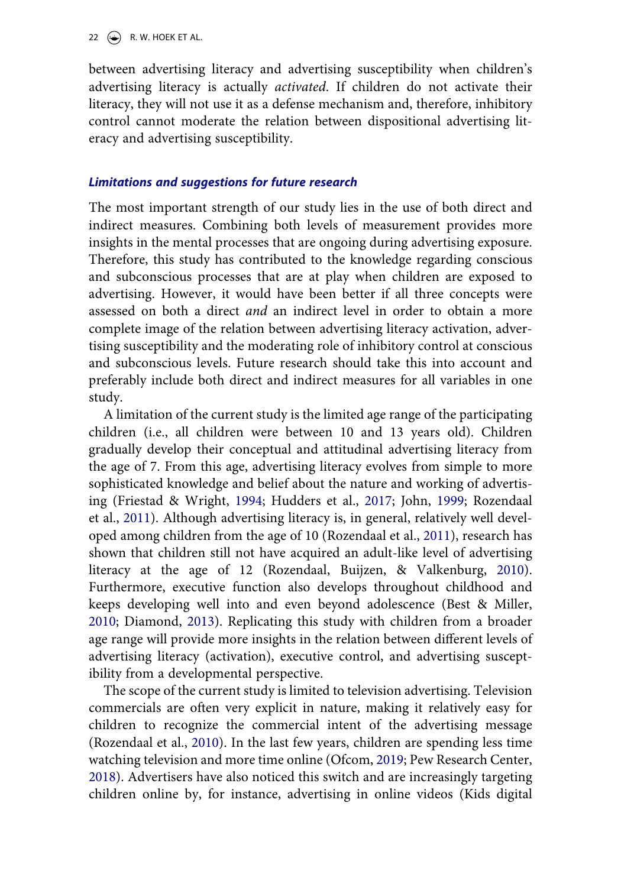between advertising literacy and advertising susceptibility when children's advertising literacy is actually *activated*. If children do not activate their literacy, they will not use it as a defense mechanism and, therefore, inhibitory control cannot moderate the relation between dispositional advertising literacy and advertising susceptibility.

### *Limitations and suggestions for future research*

The most important strength of our study lies in the use of both direct and indirect measures. Combining both levels of measurement provides more insights in the mental processes that are ongoing during advertising exposure. Therefore, this study has contributed to the knowledge regarding conscious and subconscious processes that are at play when children are exposed to advertising. However, it would have been better if all three concepts were assessed on both a direct *and* an indirect level in order to obtain a more complete image of the relation between advertising literacy activation, advertising susceptibility and the moderating role of inhibitory control at conscious and subconscious levels. Future research should take this into account and preferably include both direct and indirect measures for all variables in one study.

A limitation of the current study is the limited age range of the participating children (i.e., all children were between 10 and 13 years old). Children gradually develop their conceptual and attitudinal advertising literacy from the age of 7. From this age, advertising literacy evolves from simple to more sophisticated knowledge and belief about the nature and working of advertising (Friestad & Wright, 1994; Hudders et al., 2017; John, 1999; Rozendaal et al., 2011). Although advertising literacy is, in general, relatively well developed among children from the age of 10 (Rozendaal et al., 2011), research has shown that children still not have acquired an adult-like level of advertising literacy at the age of 12 (Rozendaal, Buijzen, & Valkenburg, 2010). Furthermore, executive function also develops throughout childhood and keeps developing well into and even beyond adolescence (Best & Miller, 2010; Diamond, 2013). Replicating this study with children from a broader age range will provide more insights in the relation between different levels of advertising literacy (activation), executive control, and advertising susceptibility from a developmental perspective.

The scope of the current study is limited to television advertising. Television commercials are often very explicit in nature, making it relatively easy for children to recognize the commercial intent of the advertising message (Rozendaal et al., 2010). In the last few years, children are spending less time watching television and more time online (Ofcom, 2019; Pew Research Center, 2018). Advertisers have also noticed this switch and are increasingly targeting children online by, for instance, advertising in online videos (Kids digital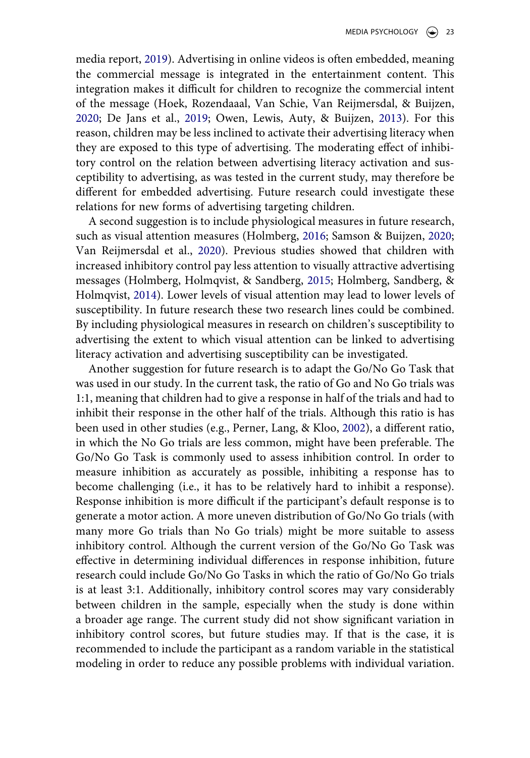media report, 2019). Advertising in online videos is often embedded, meaning the commercial message is integrated in the entertainment content. This integration makes it difficult for children to recognize the commercial intent of the message (Hoek, Rozendaaal, Van Schie, Van Reijmersdal, & Buijzen, 2020; De Jans et al., 2019; Owen, Lewis, Auty, & Buijzen, 2013). For this reason, children may be less inclined to activate their advertising literacy when they are exposed to this type of advertising. The moderating effect of inhibitory control on the relation between advertising literacy activation and susceptibility to advertising, as was tested in the current study, may therefore be different for embedded advertising. Future research could investigate these relations for new forms of advertising targeting children.

A second suggestion is to include physiological measures in future research, such as visual attention measures (Holmberg, 2016; Samson & Buijzen, 2020; Van Reijmersdal et al., 2020). Previous studies showed that children with increased inhibitory control pay less attention to visually attractive advertising messages (Holmberg, Holmqvist, & Sandberg, 2015; Holmberg, Sandberg, & Holmqvist, 2014). Lower levels of visual attention may lead to lower levels of susceptibility. In future research these two research lines could be combined. By including physiological measures in research on children's susceptibility to advertising the extent to which visual attention can be linked to advertising literacy activation and advertising susceptibility can be investigated.

Another suggestion for future research is to adapt the Go/No Go Task that was used in our study. In the current task, the ratio of Go and No Go trials was 1:1, meaning that children had to give a response in half of the trials and had to inhibit their response in the other half of the trials. Although this ratio is has been used in other studies (e.g., Perner, Lang, & Kloo, 2002), a different ratio, in which the No Go trials are less common, might have been preferable. The Go/No Go Task is commonly used to assess inhibition control. In order to measure inhibition as accurately as possible, inhibiting a response has to become challenging (i.e., it has to be relatively hard to inhibit a response). Response inhibition is more difficult if the participant's default response is to generate a motor action. A more uneven distribution of Go/No Go trials (with many more Go trials than No Go trials) might be more suitable to assess inhibitory control. Although the current version of the Go/No Go Task was effective in determining individual differences in response inhibition, future research could include Go/No Go Tasks in which the ratio of Go/No Go trials is at least 3:1. Additionally, inhibitory control scores may vary considerably between children in the sample, especially when the study is done within a broader age range. The current study did not show significant variation in inhibitory control scores, but future studies may. If that is the case, it is recommended to include the participant as a random variable in the statistical modeling in order to reduce any possible problems with individual variation.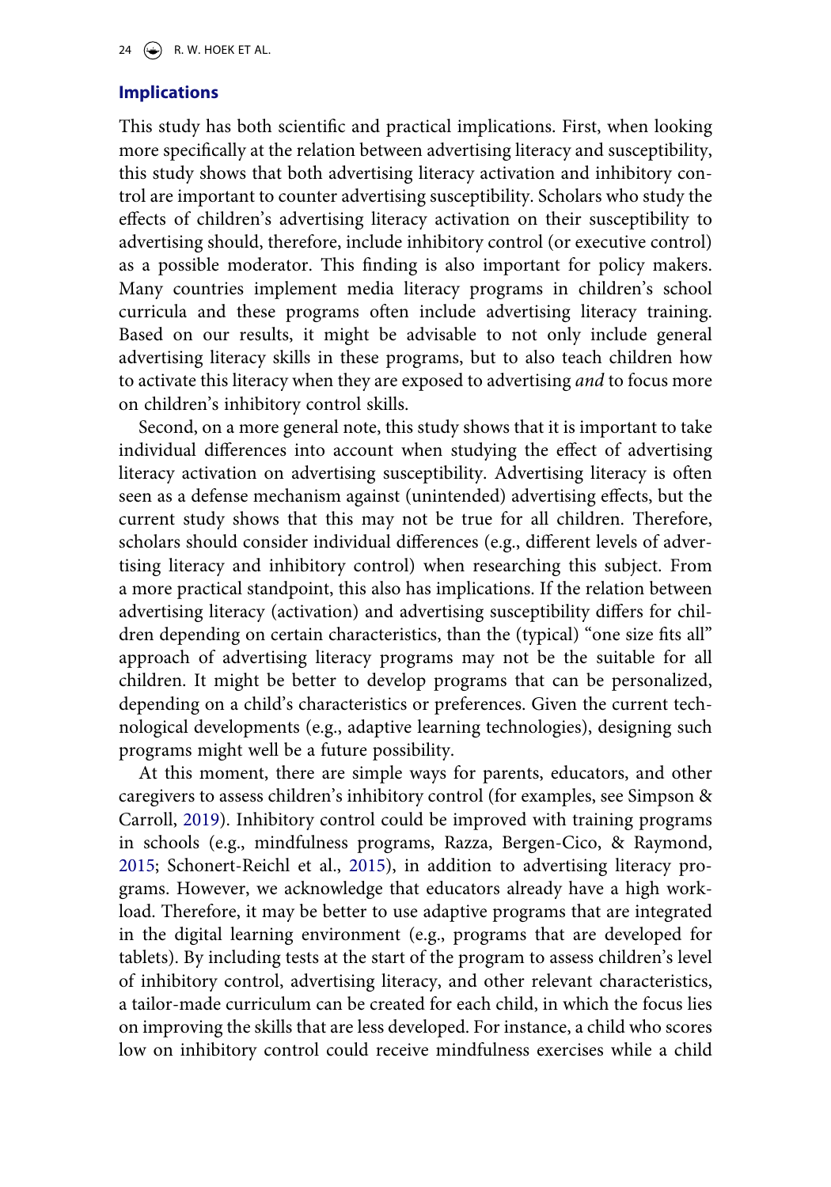## Implications

This study has both scientific and practical implications. First, when looking more specifically at the relation between advertising literacy and susceptibility, this study shows that both advertising literacy activation and inhibitory control are important to counter advertising susceptibility. Scholars who study the effects of children's advertising literacy activation on their susceptibility to advertising should, therefore, include inhibitory control (or executive control) as a possible moderator. This finding is also important for policy makers. Many countries implement media literacy programs in children's school curricula and these programs often include advertising literacy training. Based on our results, it might be advisable to not only include general advertising literacy skills in these programs, but to also teach children how to activate this literacy when they are exposed to advertising *and* to focus more on children's inhibitory control skills.

Second, on a more general note, this study shows that it is important to take individual differences into account when studying the effect of advertising literacy activation on advertising susceptibility. Advertising literacy is often seen as a defense mechanism against (unintended) advertising effects, but the current study shows that this may not be true for all children. Therefore, scholars should consider individual differences (e.g., different levels of advertising literacy and inhibitory control) when researching this subject. From a more practical standpoint, this also has implications. If the relation between advertising literacy (activation) and advertising susceptibility differs for children depending on certain characteristics, than the (typical) "one size fits all" approach of advertising literacy programs may not be the suitable for all children. It might be better to develop programs that can be personalized, depending on a child's characteristics or preferences. Given the current technological developments (e.g., adaptive learning technologies), designing such programs might well be a future possibility.

At this moment, there are simple ways for parents, educators, and other caregivers to assess children's inhibitory control (for examples, see Simpson & Carroll, 2019). Inhibitory control could be improved with training programs in schools (e.g., mindfulness programs, Razza, Bergen-Cico, & Raymond, 2015; Schonert-Reichl et al., 2015), in addition to advertising literacy programs. However, we acknowledge that educators already have a high workload. Therefore, it may be better to use adaptive programs that are integrated in the digital learning environment (e.g., programs that are developed for tablets). By including tests at the start of the program to assess children's level of inhibitory control, advertising literacy, and other relevant characteristics, a tailor-made curriculum can be created for each child, in which the focus lies on improving the skills that are less developed. For instance, a child who scores low on inhibitory control could receive mindfulness exercises while a child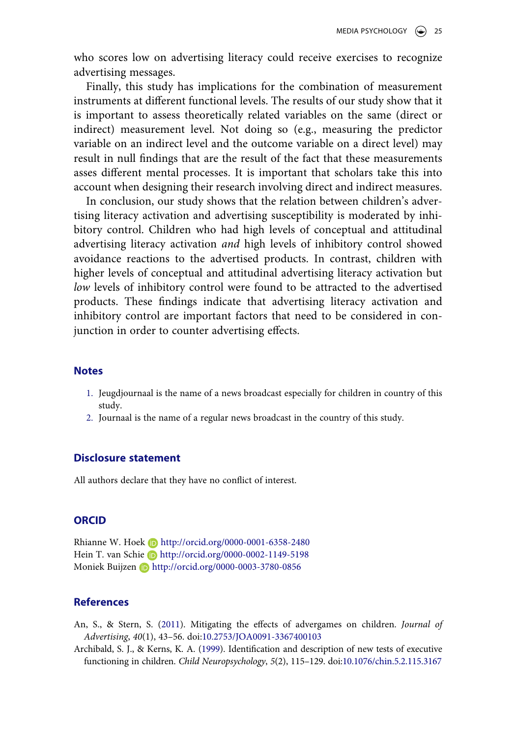who scores low on advertising literacy could receive exercises to recognize advertising messages.

Finally, this study has implications for the combination of measurement instruments at different functional levels. The results of our study show that it is important to assess theoretically related variables on the same (direct or indirect) measurement level. Not doing so (e.g., measuring the predictor variable on an indirect level and the outcome variable on a direct level) may result in null findings that are the result of the fact that these measurements asses different mental processes. It is important that scholars take this into account when designing their research involving direct and indirect measures.

In conclusion, our study shows that the relation between children's advertising literacy activation and advertising susceptibility is moderated by inhibitory control. Children who had high levels of conceptual and attitudinal advertising literacy activation *and* high levels of inhibitory control showed avoidance reactions to the advertised products. In contrast, children with higher levels of conceptual and attitudinal advertising literacy activation but *low* levels of inhibitory control were found to be attracted to the advertised products. These findings indicate that advertising literacy activation and inhibitory control are important factors that need to be considered in conjunction in order to counter advertising effects.

## Notes

1. Jeugdjournaal is the name of a news broadcast especially for children in country of this study.
2. Journaal is the name of a regular news broadcast in the country of this study.

## Disclosure statement

All authors declare that they have no conflict of interest.

## ORCID

Rhianne W. Hoek http://orcid.org/0000-0001-6358-2480
Hein T. van Schie http://orcid.org/0000-0002-1149-5198
Moniek Buijzen http://orcid.org/0000-0003-3780-0856

## References

An, S., & Stern, S. (2011). Mitigating the effects of advergames on children. *Journal of Advertising*, *40*(1), 43–56. doi:10.2753/JOA0091-3367400103

Archibald, S. J., & Kerns, K. A. (1999). Identification and description of new tests of executive functioning in children. *Child Neuropsychology*, *5*(2), 115–129. doi:10.1076/chin.5.2.115.3167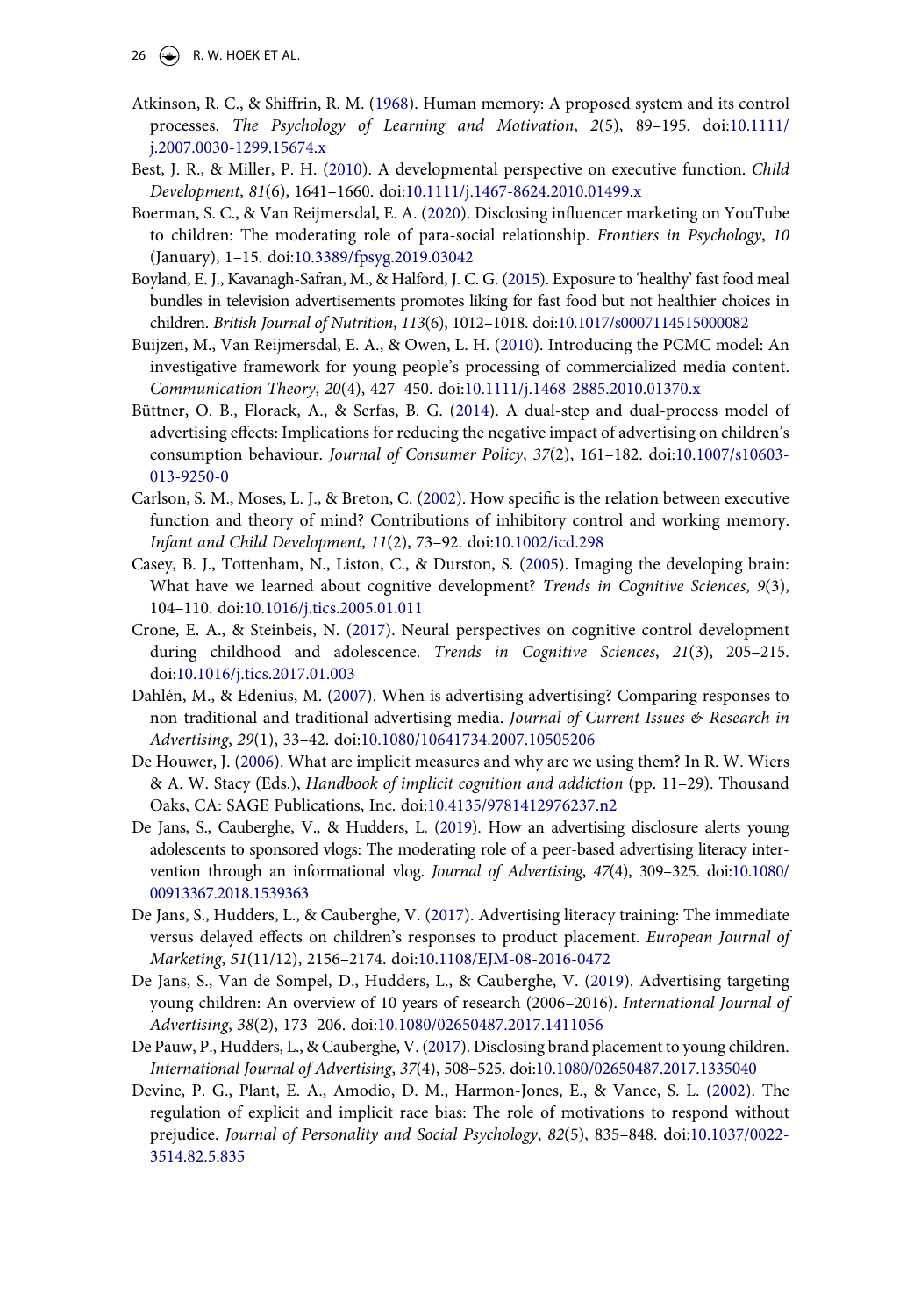Atkinson, R. C., & Shiffrin, R. M. (1968). Human memory: A proposed system and its control processes. *The Psychology of Learning and Motivation*, *2*(5), 89–195. doi:10.1111/j.2007.0030-1299.15674.x

Best, J. R., & Miller, P. H. (2010). A developmental perspective on executive function. *Child Development*, *81*(6), 1641–1660. doi:10.1111/j.1467-8624.2010.01499.x

Boerman, S. C., & Van Reijmersdal, E. A. (2020). Disclosing influencer marketing on YouTube to children: The moderating role of para-social relationship. *Frontiers in Psychology*, *10* (January), 1–15. doi:10.3389/fpsyg.2019.03042

Boyland, E. J., Kavanagh-Safran, M., & Halford, J. C. G. (2015). Exposure to 'healthy' fast food meal bundles in television advertisements promotes liking for fast food but not healthier choices in children. *British Journal of Nutrition*, *113*(6), 1012–1018. doi:10.1017/s0007114515000082

Buijzen, M., Van Reijmersdal, E. A., & Owen, L. H. (2010). Introducing the PCMC model: An investigative framework for young people's processing of commercialized media content. *Communication Theory*, *20*(4), 427–450. doi:10.1111/j.1468-2885.2010.01370.x

Büttner, O. B., Florack, A., & Serfas, B. G. (2014). A dual-step and dual-process model of advertising effects: Implications for reducing the negative impact of advertising on children's consumption behaviour. *Journal of Consumer Policy*, *37*(2), 161–182. doi:10.1007/s10603-013-9250-0

Carlson, S. M., Moses, L. J., & Breton, C. (2002). How specific is the relation between executive function and theory of mind? Contributions of inhibitory control and working memory. *Infant and Child Development*, *11*(2), 73–92. doi:10.1002/icd.298

Casey, B. J., Tottenham, N., Liston, C., & Durston, S. (2005). Imaging the developing brain: What have we learned about cognitive development? *Trends in Cognitive Sciences*, *9*(3), 104–110. doi:10.1016/j.tics.2005.01.011

Crone, E. A., & Steinbeis, N. (2017). Neural perspectives on cognitive control development during childhood and adolescence. *Trends in Cognitive Sciences*, *21*(3), 205–215. doi:10.1016/j.tics.2017.01.003

Dahlén, M., & Edenius, M. (2007). When is advertising advertising? Comparing responses to non-traditional and traditional advertising media. *Journal of Current Issues & Research in Advertising*, *29*(1), 33–42. doi:10.1080/10641734.2007.10505206

De Houwer, J. (2006). What are implicit measures and why are we using them? In R. W. Wiers & A. W. Stacy (Eds.), *Handbook of implicit cognition and addiction* (pp. 11–29). Thousand Oaks, CA: SAGE Publications, Inc. doi:10.4135/9781412976237.n2

De Jans, S., Cauberghe, V., & Hudders, L. (2019). How an advertising disclosure alerts young adolescents to sponsored vlogs: The moderating role of a peer-based advertising literacy intervention through an informational vlog. *Journal of Advertising*, *47*(4), 309–325. doi:10.1080/00913367.2018.1539363

De Jans, S., Hudders, L., & Cauberghe, V. (2017). Advertising literacy training: The immediate versus delayed effects on children's responses to product placement. *European Journal of Marketing*, *51*(11/12), 2156–2174. doi:10.1108/EJM-08-2016-0472

De Jans, S., Van de Sompel, D., Hudders, L., & Cauberghe, V. (2019). Advertising targeting young children: An overview of 10 years of research (2006–2016). *International Journal of Advertising*, *38*(2), 173–206. doi:10.1080/02650487.2017.1411056

De Pauw, P., Hudders, L., & Cauberghe, V. (2017). Disclosing brand placement to young children. *International Journal of Advertising*, *37*(4), 508–525. doi:10.1080/02650487.2017.1335040

Devine, P. G., Plant, E. A., Amodio, D. M., Harmon-Jones, E., & Vance, S. L. (2002). The regulation of explicit and implicit race bias: The role of motivations to respond without prejudice. *Journal of Personality and Social Psychology*, *82*(5), 835–848. doi:10.1037/0022-3514.82.5.835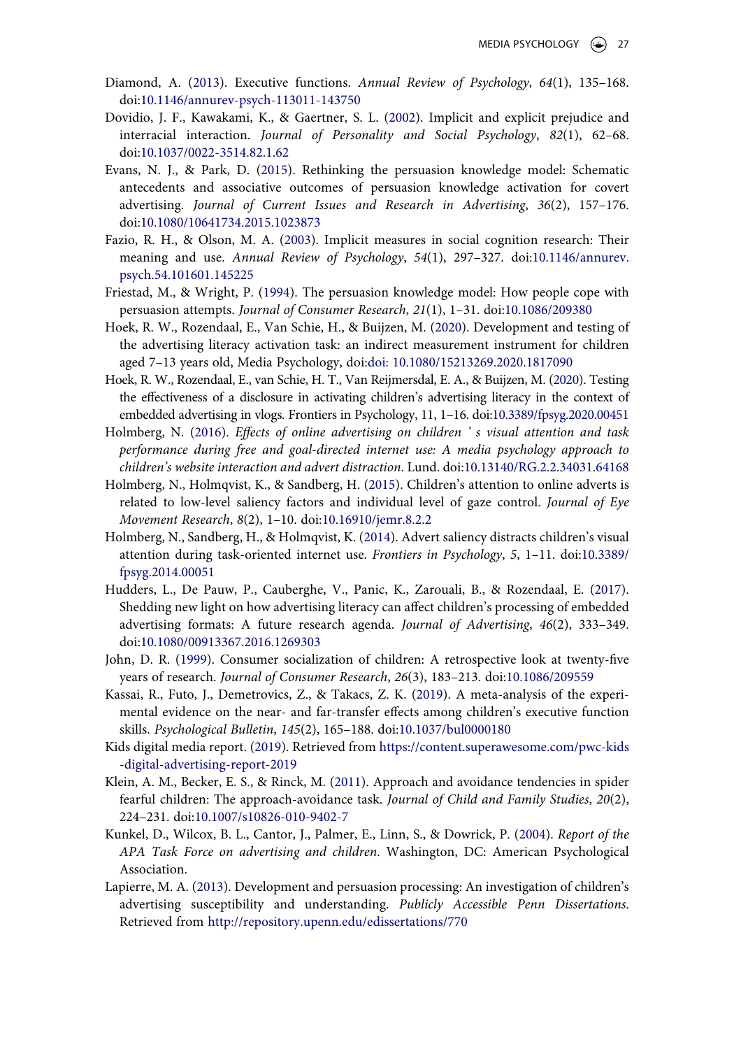Diamond, A. (2013). Executive functions. *Annual Review of Psychology*, *64*(1), 135–168. doi:10.1146/annurev-psych-113011-143750

Dovidio, J. F., Kawakami, K., & Gaertner, S. L. (2002). Implicit and explicit prejudice and interracial interaction. *Journal of Personality and Social Psychology*, *82*(1), 62–68. doi:10.1037/0022-3514.82.1.62

Evans, N. J., & Park, D. (2015). Rethinking the persuasion knowledge model: Schematic antecedents and associative outcomes of persuasion knowledge activation for covert advertising. *Journal of Current Issues and Research in Advertising*, *36*(2), 157–176. doi:10.1080/10641734.2015.1023873

Fazio, R. H., & Olson, M. A. (2003). Implicit measures in social cognition research: Their meaning and use. *Annual Review of Psychology*, *54*(1), 297–327. doi:10.1146/annurev.psych.54.101601.145225

Friestad, M., & Wright, P. (1994). The persuasion knowledge model: How people cope with persuasion attempts. *Journal of Consumer Research*, *21*(1), 1–31. doi:10.1086/209380

Hoek, R. W., Rozendaal, E., Van Schie, H., & Buijzen, M. (2020). Development and testing of the advertising literacy activation task: an indirect measurement instrument for children aged 7–13 years old, Media Psychology, doi:doi: 10.1080/15213269.2020.1817090

Hoek, R. W., Rozendaal, E., van Schie, H. T., Van Reijmersdal, E. A., & Buijzen, M. (2020). Testing the effectiveness of a disclosure in activating children's advertising literacy in the context of embedded advertising in vlogs. Frontiers in Psychology, 11, 1–16. doi:10.3389/fpsyg.2020.00451

Holmberg, N. (2016). *Effects of online advertising on children ' s visual attention and task performance during free and goal-directed internet use: A media psychology approach to children's website interaction and advert distraction*. Lund. doi:10.13140/RG.2.2.34031.64168

Holmberg, N., Holmqvist, K., & Sandberg, H. (2015). Children's attention to online adverts is related to low-level saliency factors and individual level of gaze control. *Journal of Eye Movement Research*, *8*(2), 1–10. doi:10.16910/jemr.8.2.2

Holmberg, N., Sandberg, H., & Holmqvist, K. (2014). Advert saliency distracts children's visual attention during task-oriented internet use. *Frontiers in Psychology*, *5*, 1–11. doi:10.3389/fpsyg.2014.00051

Hudders, L., De Pauw, P., Cauberghe, V., Panic, K., Zarouali, B., & Rozendaal, E. (2017). Shedding new light on how advertising literacy can affect children's processing of embedded advertising formats: A future research agenda. *Journal of Advertising*, *46*(2), 333–349. doi:10.1080/00913367.2016.1269303

John, D. R. (1999). Consumer socialization of children: A retrospective look at twenty-five years of research. *Journal of Consumer Research*, *26*(3), 183–213. doi:10.1086/209559

Kassai, R., Futo, J., Demetrovics, Z., & Takacs, Z. K. (2019). A meta-analysis of the experimental evidence on the near- and far-transfer effects among children's executive function skills. *Psychological Bulletin*, *145*(2), 165–188. doi:10.1037/bul0000180

Kids digital media report. (2019). Retrieved from https://content.superawesome.com/pwc-kids-digital-advertising-report-2019

Klein, A. M., Becker, E. S., & Rinck, M. (2011). Approach and avoidance tendencies in spider fearful children: The approach-avoidance task. *Journal of Child and Family Studies*, *20*(2), 224–231. doi:10.1007/s10826-010-9402-7

Kunkel, D., Wilcox, B. L., Cantor, J., Palmer, E., Linn, S., & Dowrick, P. (2004). *Report of the APA Task Force on advertising and children*. Washington, DC: American Psychological Association.

Lapierre, M. A. (2013). Development and persuasion processing: An investigation of children's advertising susceptibility and understanding. *Publicly Accessible Penn Dissertations*. Retrieved from http://repository.upenn.edu/edissertations/770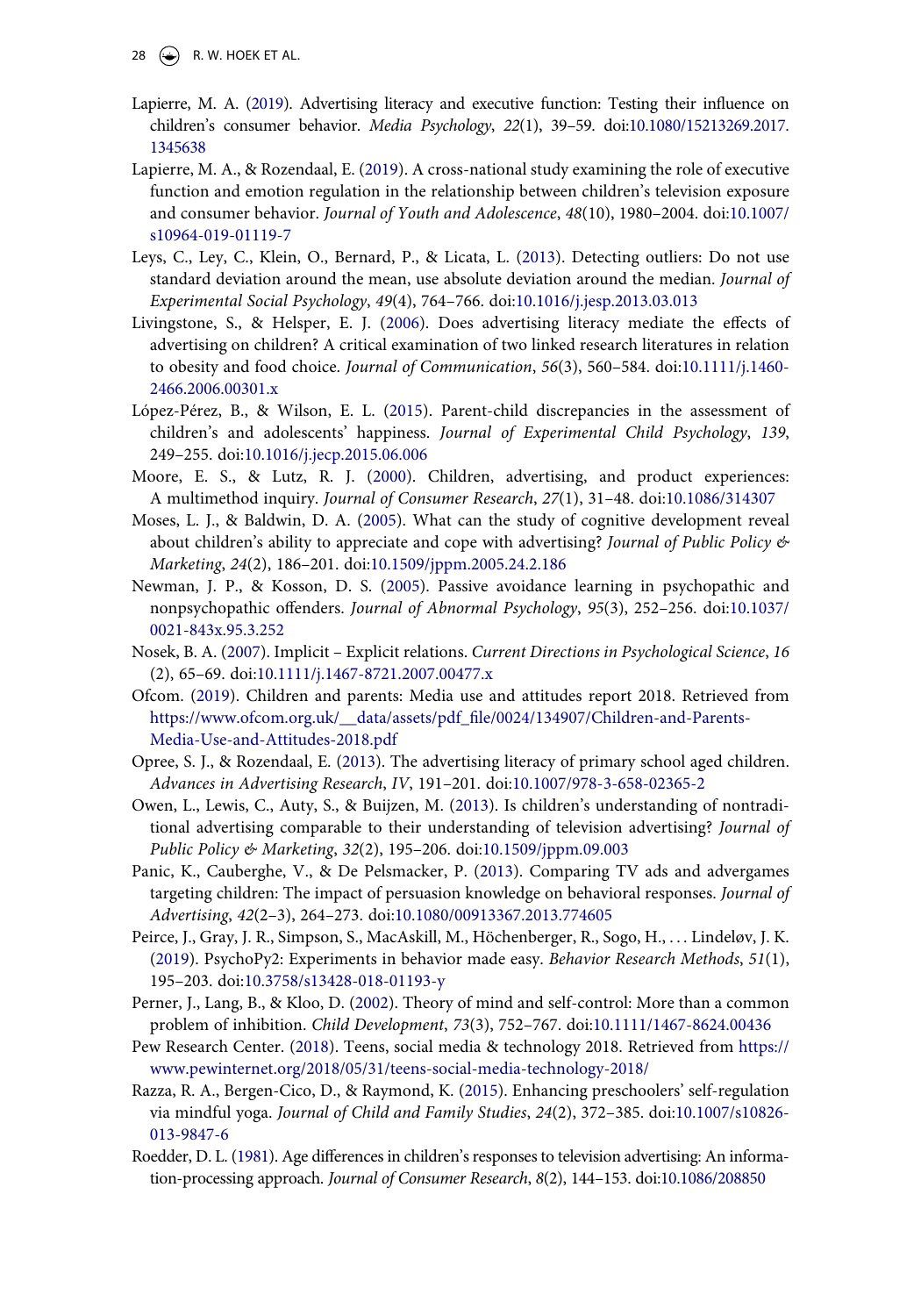Lapierre, M. A. (2019). Advertising literacy and executive function: Testing their influence on children's consumer behavior. *Media Psychology*, *22*(1), 39–59. doi:10.1080/15213269.2017.1345638

Lapierre, M. A., & Rozendaal, E. (2019). A cross-national study examining the role of executive function and emotion regulation in the relationship between children's television exposure and consumer behavior. *Journal of Youth and Adolescence*, *48*(10), 1980–2004. doi:10.1007/s10964-019-01119-7

Leys, C., Ley, C., Klein, O., Bernard, P., & Licata, L. (2013). Detecting outliers: Do not use standard deviation around the mean, use absolute deviation around the median. *Journal of Experimental Social Psychology*, *49*(4), 764–766. doi:10.1016/j.jesp.2013.03.013

Livingstone, S., & Helsper, E. J. (2006). Does advertising literacy mediate the effects of advertising on children? A critical examination of two linked research literatures in relation to obesity and food choice. *Journal of Communication*, *56*(3), 560–584. doi:10.1111/j.1460-2466.2006.00301.x

López-Pérez, B., & Wilson, E. L. (2015). Parent-child discrepancies in the assessment of children's and adolescents' happiness. *Journal of Experimental Child Psychology*, *139*, 249–255. doi:10.1016/j.jecp.2015.06.006

Moore, E. S., & Lutz, R. J. (2000). Children, advertising, and product experiences: A multimethod inquiry. *Journal of Consumer Research*, *27*(1), 31–48. doi:10.1086/314307

Moses, L. J., & Baldwin, D. A. (2005). What can the study of cognitive development reveal about children's ability to appreciate and cope with advertising? *Journal of Public Policy & Marketing*, *24*(2), 186–201. doi:10.1509/jppm.2005.24.2.186

Newman, J. P., & Kosson, D. S. (2005). Passive avoidance learning in psychopathic and nonpsychopathic offenders. *Journal of Abnormal Psychology*, *95*(3), 252–256. doi:10.1037/0021-843x.95.3.252

Nosek, B. A. (2007). Implicit – Explicit relations. *Current Directions in Psychological Science*, *16* (2), 65–69. doi:10.1111/j.1467-8721.2007.00477.x

Ofcom. (2019). Children and parents: Media use and attitudes report 2018. Retrieved from https://www.ofcom.org.uk/__data/assets/pdf_file/0024/134907/Children-and-Parents-Media-Use-and-Attitudes-2018.pdf

Opree, S. J., & Rozendaal, E. (2013). The advertising literacy of primary school aged children. *Advances in Advertising Research*, *IV*, 191–201. doi:10.1007/978-3-658-02365-2

Owen, L., Lewis, C., Auty, S., & Buijzen, M. (2013). Is children's understanding of nontraditional advertising comparable to their understanding of television advertising? *Journal of Public Policy & Marketing*, *32*(2), 195–206. doi:10.1509/jppm.09.003

Panic, K., Cauberghe, V., & De Pelsmacker, P. (2013). Comparing TV ads and advergames targeting children: The impact of persuasion knowledge on behavioral responses. *Journal of Advertising*, *42*(2–3), 264–273. doi:10.1080/00913367.2013.774605

Peirce, J., Gray, J. R., Simpson, S., MacAskill, M., Höchenberger, R., Sogo, H., … Lindeløv, J. K. (2019). PsychoPy2: Experiments in behavior made easy. *Behavior Research Methods*, *51*(1), 195–203. doi:10.3758/s13428-018-01193-y

Perner, J., Lang, B., & Kloo, D. (2002). Theory of mind and self-control: More than a common problem of inhibition. *Child Development*, *73*(3), 752–767. doi:10.1111/1467-8624.00436

Pew Research Center. (2018). Teens, social media & technology 2018. Retrieved from https://www.pewinternet.org/2018/05/31/teens-social-media-technology-2018/

Razza, R. A., Bergen-Cico, D., & Raymond, K. (2015). Enhancing preschoolers' self-regulation via mindful yoga. *Journal of Child and Family Studies*, *24*(2), 372–385. doi:10.1007/s10826-013-9847-6

Roedder, D. L. (1981). Age differences in children's responses to television advertising: An information-processing approach. *Journal of Consumer Research*, *8*(2), 144–153. doi:10.1086/208850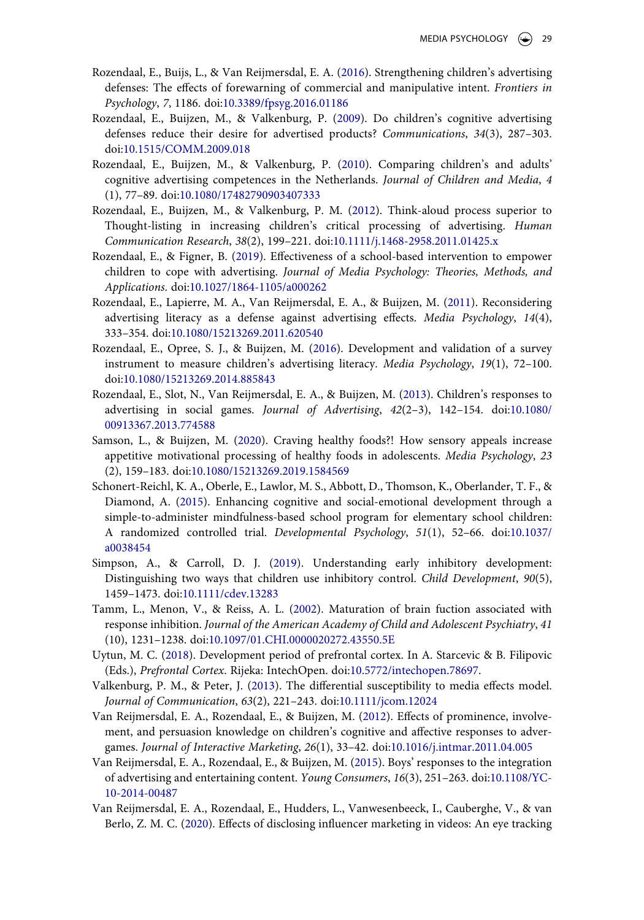Rozendaal, E., Buijs, L., & Van Reijmersdal, E. A. (2016). Strengthening children's advertising defenses: The effects of forewarning of commercial and manipulative intent. *Frontiers in Psychology*, *7*, 1186. doi:10.3389/fpsyg.2016.01186

Rozendaal, E., Buijzen, M., & Valkenburg, P. (2009). Do children's cognitive advertising defenses reduce their desire for advertised products? *Communications*, *34*(3), 287–303. doi:10.1515/COMM.2009.018

Rozendaal, E., Buijzen, M., & Valkenburg, P. (2010). Comparing children's and adults' cognitive advertising competences in the Netherlands. *Journal of Children and Media*, *4* (1), 77–89. doi:10.1080/17482790903407333

Rozendaal, E., Buijzen, M., & Valkenburg, P. M. (2012). Think-aloud process superior to Thought-listing in increasing children's critical processing of advertising. *Human Communication Research*, *38*(2), 199–221. doi:10.1111/j.1468-2958.2011.01425.x

Rozendaal, E., & Figner, B. (2019). Effectiveness of a school-based intervention to empower children to cope with advertising. *Journal of Media Psychology: Theories, Methods, and Applications*. doi:10.1027/1864-1105/a000262

Rozendaal, E., Lapierre, M. A., Van Reijmersdal, E. A., & Buijzen, M. (2011). Reconsidering advertising literacy as a defense against advertising effects. *Media Psychology*, *14*(4), 333–354. doi:10.1080/15213269.2011.620540

Rozendaal, E., Opree, S. J., & Buijzen, M. (2016). Development and validation of a survey instrument to measure children's advertising literacy. *Media Psychology*, *19*(1), 72–100. doi:10.1080/15213269.2014.885843

Rozendaal, E., Slot, N., Van Reijmersdal, E. A., & Buijzen, M. (2013). Children's responses to advertising in social games. *Journal of Advertising*, *42*(2–3), 142–154. doi:10.1080/00913367.2013.774588

Samson, L., & Buijzen, M. (2020). Craving healthy foods?! How sensory appeals increase appetitive motivational processing of healthy foods in adolescents. *Media Psychology*, *23* (2), 159–183. doi:10.1080/15213269.2019.1584569

Schonert-Reichl, K. A., Oberle, E., Lawlor, M. S., Abbott, D., Thomson, K., Oberlander, T. F., & Diamond, A. (2015). Enhancing cognitive and social-emotional development through a simple-to-administer mindfulness-based school program for elementary school children: A randomized controlled trial. *Developmental Psychology*, *51*(1), 52–66. doi:10.1037/a0038454

Simpson, A., & Carroll, D. J. (2019). Understanding early inhibitory development: Distinguishing two ways that children use inhibitory control. *Child Development*, *90*(5), 1459–1473. doi:10.1111/cdev.13283

Tamm, L., Menon, V., & Reiss, A. L. (2002). Maturation of brain fuction associated with response inhibition. *Journal of the American Academy of Child and Adolescent Psychiatry*, *41* (10), 1231–1238. doi:10.1097/01.CHI.0000020272.43550.5E

Uytun, M. C. (2018). Development period of prefrontal cortex. In A. Starcevic & B. Filipovic (Eds.), *Prefrontal Cortex*. Rijeka: IntechOpen. doi:10.5772/intechopen.78697.

Valkenburg, P. M., & Peter, J. (2013). The differential susceptibility to media effects model. *Journal of Communication*, *63*(2), 221–243. doi:10.1111/jcom.12024

Van Reijmersdal, E. A., Rozendaal, E., & Buijzen, M. (2012). Effects of prominence, involvement, and persuasion knowledge on children's cognitive and affective responses to advergames. *Journal of Interactive Marketing*, *26*(1), 33–42. doi:10.1016/j.intmar.2011.04.005

Van Reijmersdal, E. A., Rozendaal, E., & Buijzen, M. (2015). Boys' responses to the integration of advertising and entertaining content. *Young Consumers*, *16*(3), 251–263. doi:10.1108/YC-10-2014-00487

Van Reijmersdal, E. A., Rozendaal, E., Hudders, L., Vanwesenbeeck, I., Cauberghe, V., & van Berlo, Z. M. C. (2020). Effects of disclosing influencer marketing in videos: An eye tracking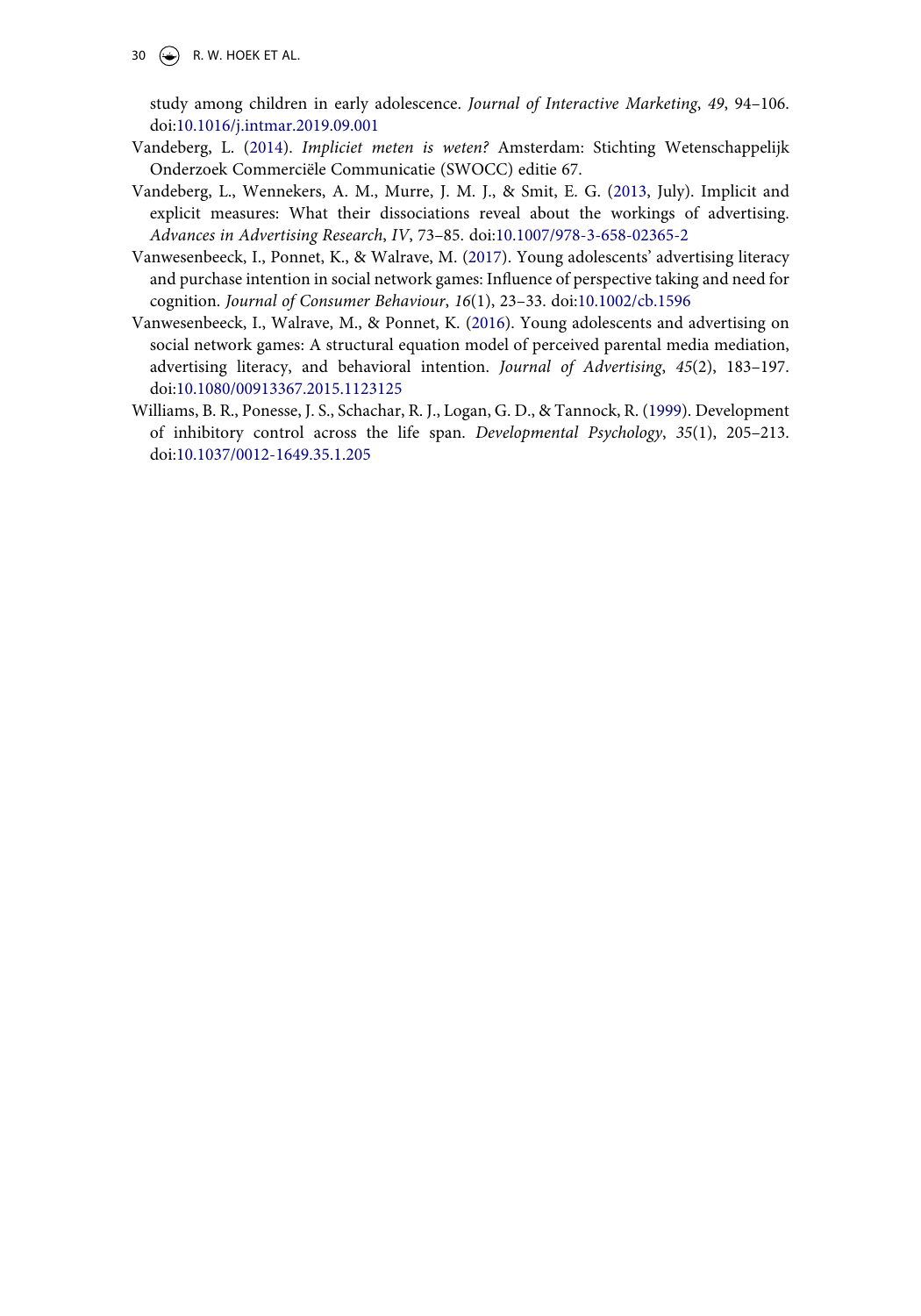study among children in early adolescence. *Journal of Interactive Marketing*, *49*, 94–106. doi:10.1016/j.intmar.2019.09.001

Vandeberg, L. (2014). *Impliciet meten is weten?* Amsterdam: Stichting Wetenschappelijk Onderzoek Commerciële Communicatie (SWOCC) editie 67.

Vandeberg, L., Wennekers, A. M., Murre, J. M. J., & Smit, E. G. (2013, July). Implicit and explicit measures: What their dissociations reveal about the workings of advertising. *Advances in Advertising Research*, *IV*, 73–85. doi:10.1007/978-3-658-02365-2

Vanwesenbeeck, I., Ponnet, K., & Walrave, M. (2017). Young adolescents' advertising literacy and purchase intention in social network games: Influence of perspective taking and need for cognition. *Journal of Consumer Behaviour*, *16*(1), 23–33. doi:10.1002/cb.1596

Vanwesenbeeck, I., Walrave, M., & Ponnet, K. (2016). Young adolescents and advertising on social network games: A structural equation model of perceived parental media mediation, advertising literacy, and behavioral intention. *Journal of Advertising*, *45*(2), 183–197. doi:10.1080/00913367.2015.1123125

Williams, B. R., Ponesse, J. S., Schachar, R. J., Logan, G. D., & Tannock, R. (1999). Development of inhibitory control across the life span. *Developmental Psychology*, *35*(1), 205–213. doi:10.1037/0012-1649.35.1.205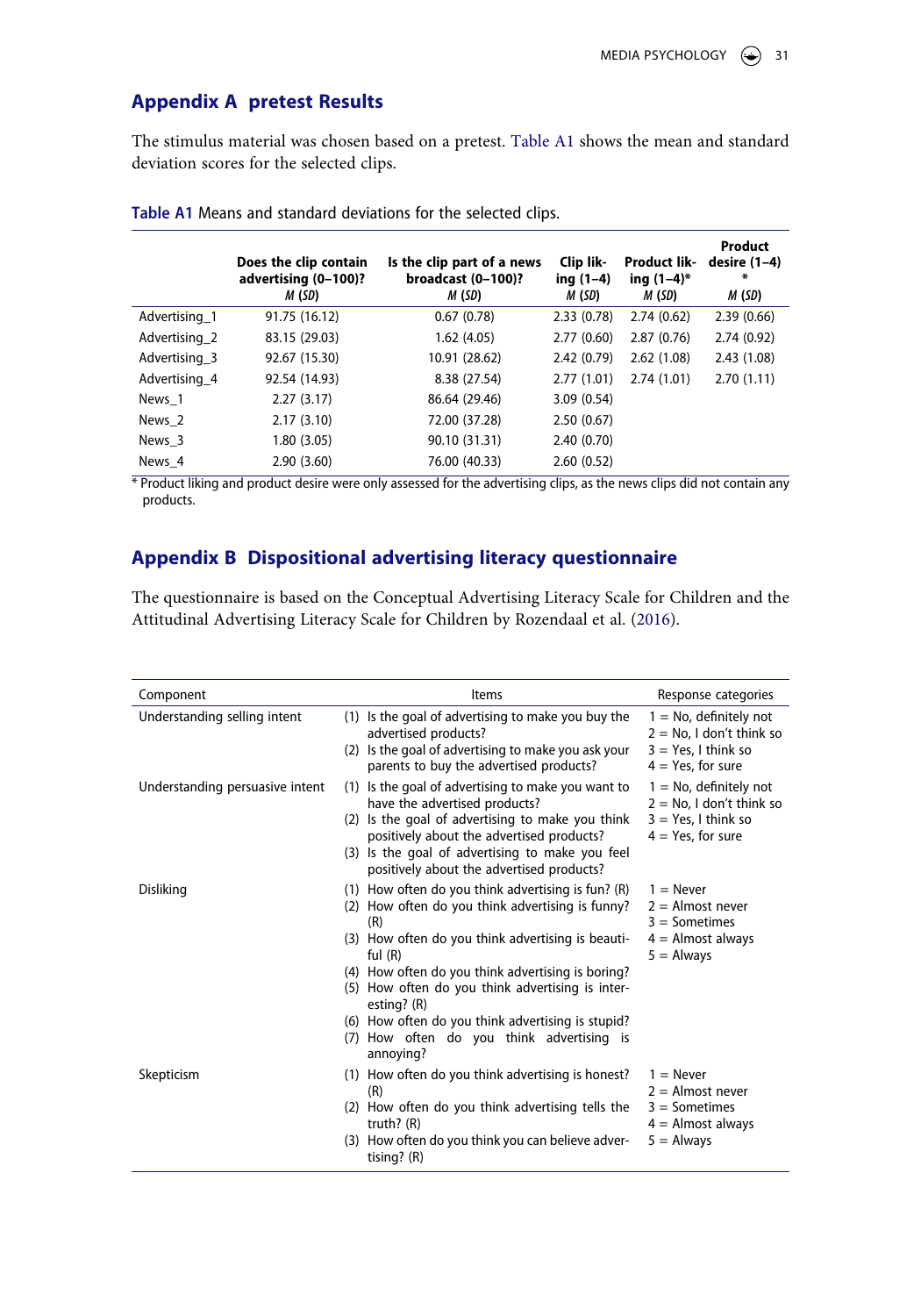## Appendix A pretest Results

The stimulus material was chosen based on a pretest. Table A1 shows the mean and standard deviation scores for the selected clips.

**Table A1** Means and standard deviations for the selected clips.

| | Does the clip contain advertising (0–100)? *M* (*SD*) | Is the clip part of a news broadcast (0–100)? *M* (*SD*) | Clip liking (1–4) *M* (*SD*) | Product liking (1–4)* *M* (*SD*) | Product desire (1–4) * *M* (*SD*) |
|---|---|---|---|---|---|
| Advertising_1 | 91.75 (16.12) | 0.67 (0.78) | 2.33 (0.78) | 2.74 (0.62) | 2.39 (0.66) |
| Advertising_2 | 83.15 (29.03) | 1.62 (4.05) | 2.77 (0.60) | 2.87 (0.76) | 2.74 (0.92) |
| Advertising_3 | 92.67 (15.30) | 10.91 (28.62) | 2.42 (0.79) | 2.62 (1.08) | 2.43 (1.08) |
| Advertising_4 | 92.54 (14.93) | 8.38 (27.54) | 2.77 (1.01) | 2.74 (1.01) | 2.70 (1.11) |
| News_1 | 2.27 (3.17) | 86.64 (29.46) | 3.09 (0.54) | | |
| News_2 | 2.17 (3.10) | 72.00 (37.28) | 2.50 (0.67) | | |
| News_3 | 1.80 (3.05) | 90.10 (31.31) | 2.40 (0.70) | | |
| News_4 | 2.90 (3.60) | 76.00 (40.33) | 2.60 (0.52) | | |

* Product liking and product desire were only assessed for the advertising clips, as the news clips did not contain any products.

## Appendix B Dispositional advertising literacy questionnaire

The questionnaire is based on the Conceptual Advertising Literacy Scale for Children and the Attitudinal Advertising Literacy Scale for Children by Rozendaal et al. (2016).

| Component | Items | Response categories |
|---|---|---|
| Understanding selling intent | (1) Is the goal of advertising to make you buy the advertised products?<br>(2) Is the goal of advertising to make you ask your parents to buy the advertised products? | 1 = No, definitely not<br>2 = No, I don't think so<br>3 = Yes, I think so<br>4 = Yes, for sure |
| Understanding persuasive intent | (1) Is the goal of advertising to make you want to have the advertised products?<br>(2) Is the goal of advertising to make you think positively about the advertised products?<br>(3) Is the goal of advertising to make you feel positively about the advertised products? | 1 = No, definitely not<br>2 = No, I don't think so<br>3 = Yes, I think so<br>4 = Yes, for sure |
| Disliking | (1) How often do you think advertising is fun? (R)<br>(2) How often do you think advertising is funny? (R)<br>(3) How often do you think advertising is beautiful (R)<br>(4) How often do you think advertising is boring?<br>(5) How often do you think advertising is interesting? (R)<br>(6) How often do you think advertising is stupid?<br>(7) How often do you think advertising is annoying? | 1 = Never<br>2 = Almost never<br>3 = Sometimes<br>4 = Almost always<br>5 = Always |
| Skepticism | (1) How often do you think advertising is honest? (R)<br>(2) How often do you think advertising tells the truth? (R)<br>(3) How often do you think you can believe advertising? (R) | 1 = Never<br>2 = Almost never<br>3 = Sometimes<br>4 = Almost always<br>5 = Always |